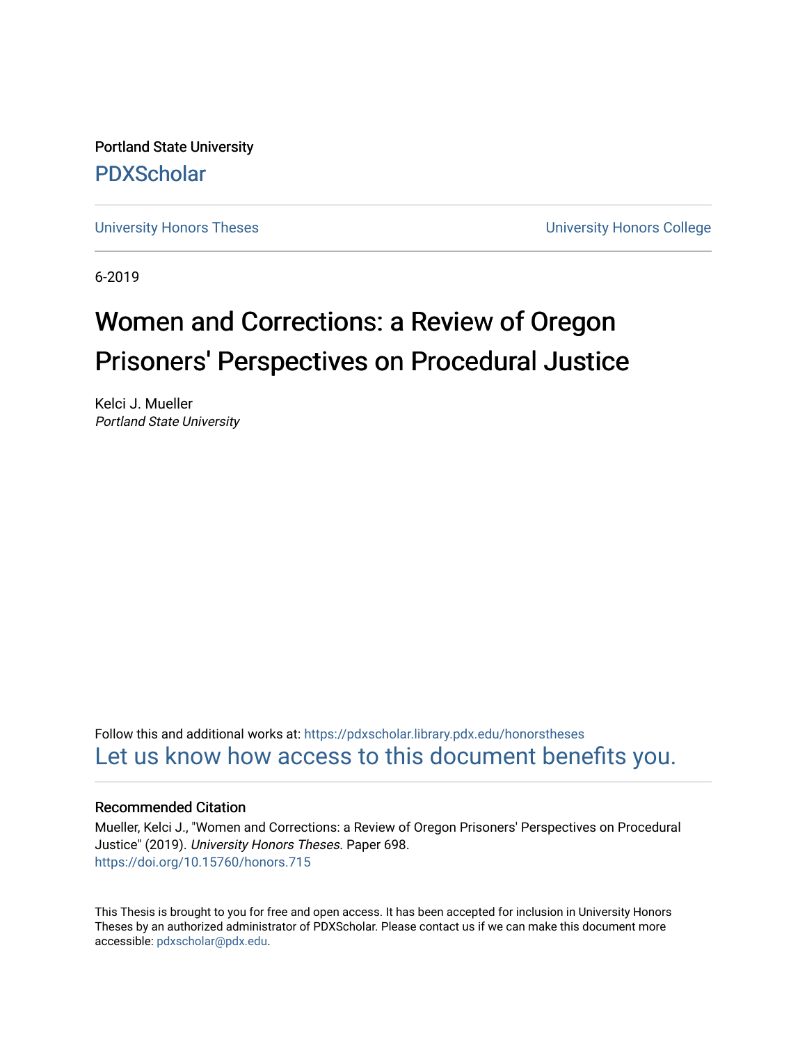Portland State University

PDXScholar

University Honors Theses | University Honors College

6-2019

# Women and Corrections: a Review of Oregon Prisoners' Perspectives on Procedural Justice

Kelci J. Mueller
*Portland State University*

Follow this and additional works at: https://pdxscholar.library.pdx.edu/honorstheses
Let us know how access to this document benefits you.

## Recommended Citation

Mueller, Kelci J., "Women and Corrections: a Review of Oregon Prisoners' Perspectives on Procedural Justice" (2019). *University Honors Theses.* Paper 698.
https://doi.org/10.15760/honors.715

This Thesis is brought to you for free and open access. It has been accepted for inclusion in University Honors Theses by an authorized administrator of PDXScholar. Please contact us if we can make this document more accessible: pdxscholar@pdx.edu.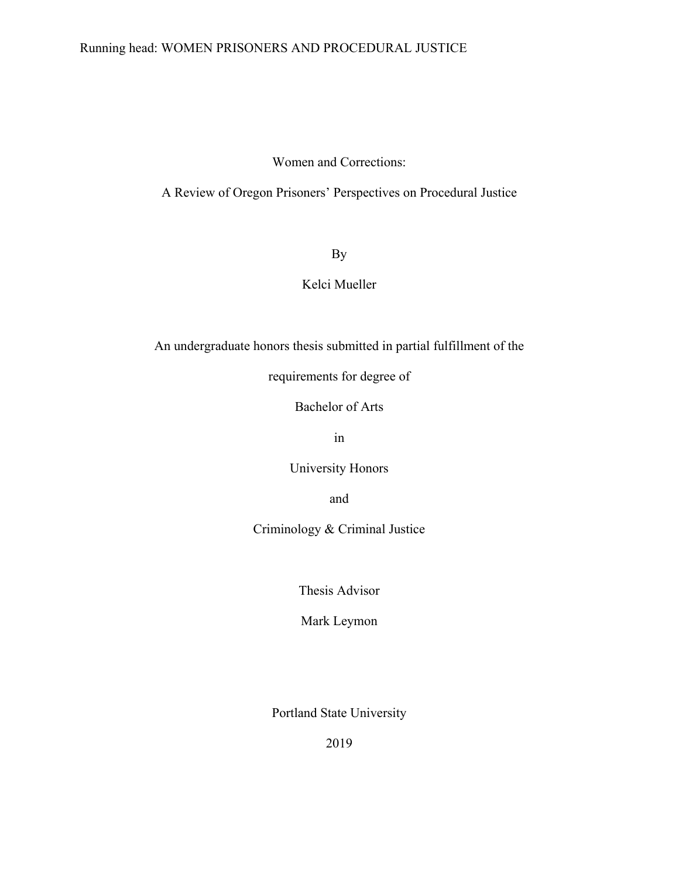# Women and Corrections:

## A Review of Oregon Prisoners' Perspectives on Procedural Justice

By

Kelci Mueller

An undergraduate honors thesis submitted in partial fulfillment of the

requirements for degree of

Bachelor of Arts

in

University Honors

and

Criminology & Criminal Justice

Thesis Advisor

Mark Leymon

Portland State University

2019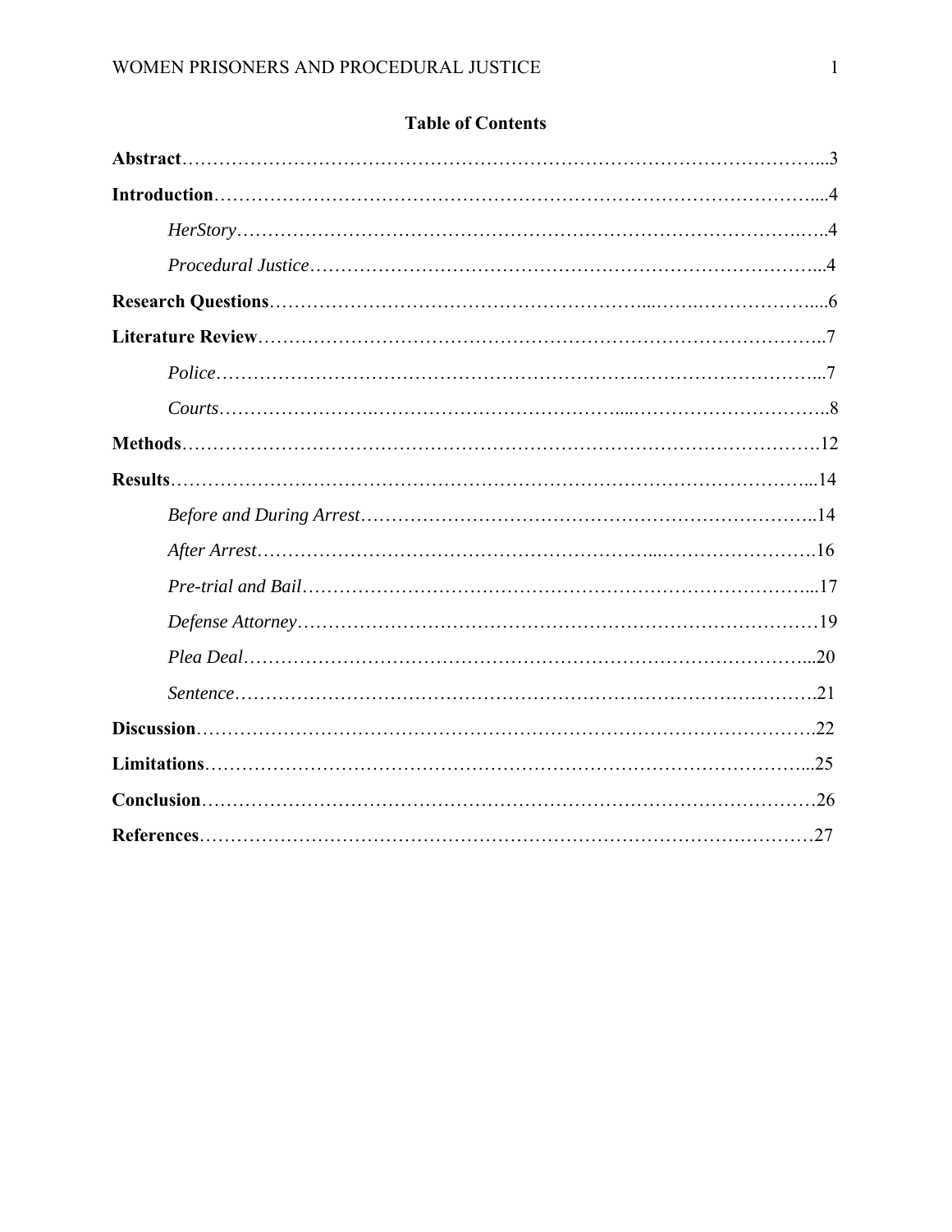# Table of Contents

**Abstract**……………………………………………………………………………………………...3

**Introduction**…………………………………………………………………………………....4

*HerStory*……………………………………………………………………………….…..4

*Procedural Justice*…………………………………………………………………….…...4

**Research Questions**…………………………………………………...…….………………....6

**Literature Review**………………………………………………………………………………..7

*Police*………………………………………………………………………………………...7

*Courts*……………………………………………………………....…………………………..8

**Methods**……………………………………………………………………………………….12

**Results**………………………………………………………………………………………...14

*Before and During Arrest*………………………………………………………………..14

*After Arrest*………………………………………………………...…………………….16

*Pre-trial and Bail*………………………………………………………………………...17

*Defense Attorney*…………………………………………………………………………19

*Plea Deal*………………………………………………………………………………...20

*Sentence*………………………………………………………………………………….21

**Discussion**……………………………………………………………………………………….22

**Limitations**…………………………………………………………………………………...25

**Conclusion**……………………………………………………………………………………26

**References**……………………………………………………………………………………27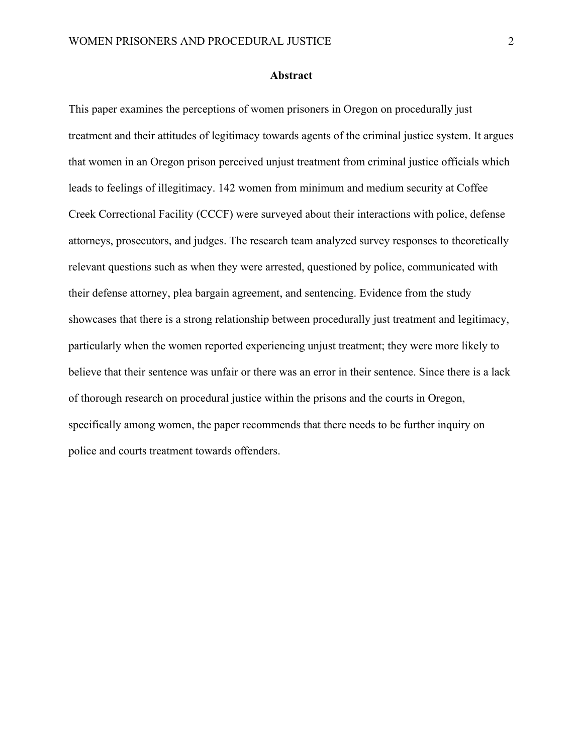## Abstract

This paper examines the perceptions of women prisoners in Oregon on procedurally just treatment and their attitudes of legitimacy towards agents of the criminal justice system. It argues that women in an Oregon prison perceived unjust treatment from criminal justice officials which leads to feelings of illegitimacy. 142 women from minimum and medium security at Coffee Creek Correctional Facility (CCCF) were surveyed about their interactions with police, defense attorneys, prosecutors, and judges. The research team analyzed survey responses to theoretically relevant questions such as when they were arrested, questioned by police, communicated with their defense attorney, plea bargain agreement, and sentencing. Evidence from the study showcases that there is a strong relationship between procedurally just treatment and legitimacy, particularly when the women reported experiencing unjust treatment; they were more likely to believe that their sentence was unfair or there was an error in their sentence. Since there is a lack of thorough research on procedural justice within the prisons and the courts in Oregon, specifically among women, the paper recommends that there needs to be further inquiry on police and courts treatment towards offenders.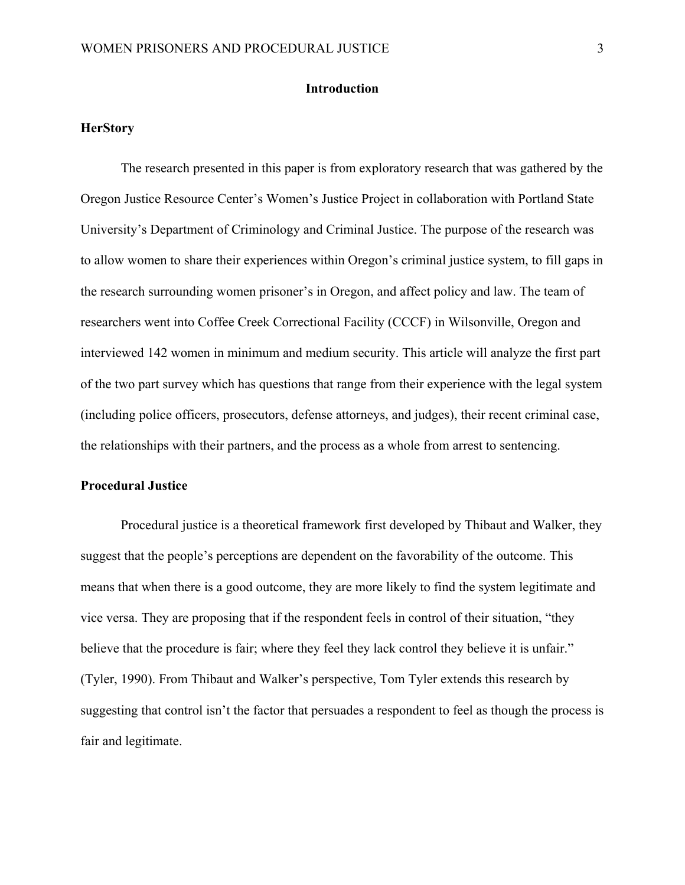## Introduction

### HerStory

The research presented in this paper is from exploratory research that was gathered by the Oregon Justice Resource Center's Women's Justice Project in collaboration with Portland State University's Department of Criminology and Criminal Justice. The purpose of the research was to allow women to share their experiences within Oregon's criminal justice system, to fill gaps in the research surrounding women prisoner's in Oregon, and affect policy and law. The team of researchers went into Coffee Creek Correctional Facility (CCCF) in Wilsonville, Oregon and interviewed 142 women in minimum and medium security. This article will analyze the first part of the two part survey which has questions that range from their experience with the legal system (including police officers, prosecutors, defense attorneys, and judges), their recent criminal case, the relationships with their partners, and the process as a whole from arrest to sentencing.

### Procedural Justice

Procedural justice is a theoretical framework first developed by Thibaut and Walker, they suggest that the people's perceptions are dependent on the favorability of the outcome. This means that when there is a good outcome, they are more likely to find the system legitimate and vice versa. They are proposing that if the respondent feels in control of their situation, "they believe that the procedure is fair; where they feel they lack control they believe it is unfair." (Tyler, 1990). From Thibaut and Walker's perspective, Tom Tyler extends this research by suggesting that control isn't the factor that persuades a respondent to feel as though the process is fair and legitimate.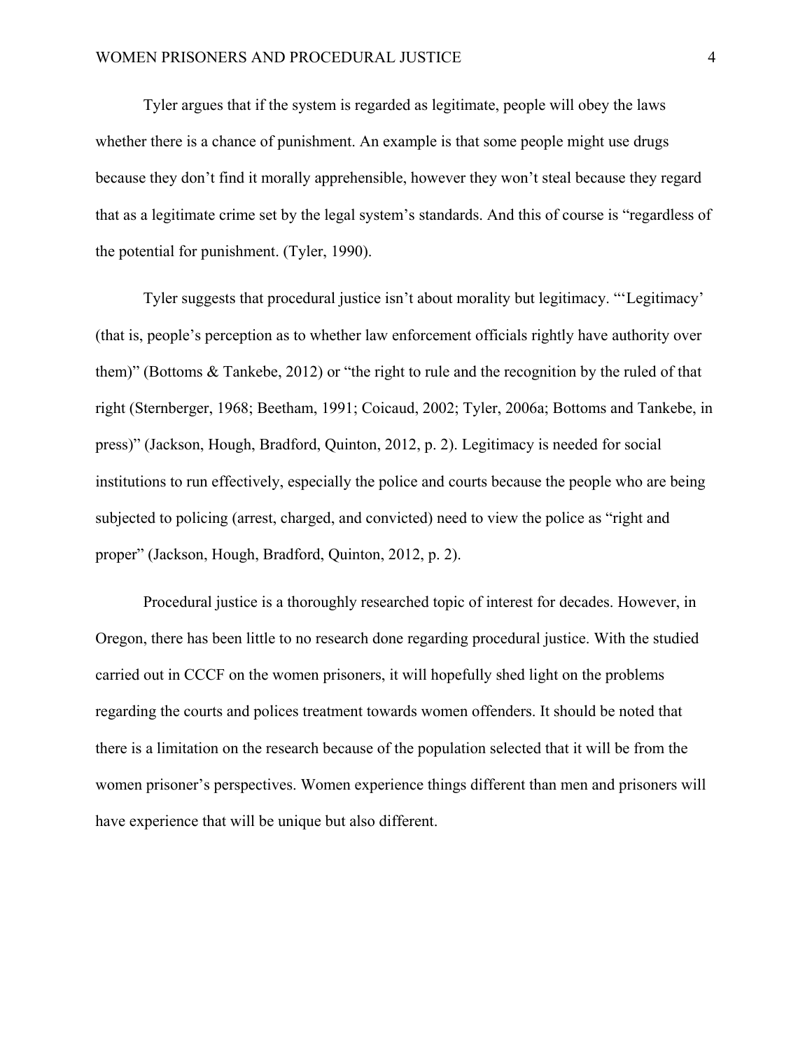Tyler argues that if the system is regarded as legitimate, people will obey the laws whether there is a chance of punishment. An example is that some people might use drugs because they don't find it morally apprehensible, however they won't steal because they regard that as a legitimate crime set by the legal system's standards. And this of course is "regardless of the potential for punishment. (Tyler, 1990).

Tyler suggests that procedural justice isn't about morality but legitimacy. "'Legitimacy' (that is, people's perception as to whether law enforcement officials rightly have authority over them)" (Bottoms & Tankebe, 2012) or "the right to rule and the recognition by the ruled of that right (Sternberger, 1968; Beetham, 1991; Coicaud, 2002; Tyler, 2006a; Bottoms and Tankebe, in press)" (Jackson, Hough, Bradford, Quinton, 2012, p. 2). Legitimacy is needed for social institutions to run effectively, especially the police and courts because the people who are being subjected to policing (arrest, charged, and convicted) need to view the police as "right and proper" (Jackson, Hough, Bradford, Quinton, 2012, p. 2).

Procedural justice is a thoroughly researched topic of interest for decades. However, in Oregon, there has been little to no research done regarding procedural justice. With the studied carried out in CCCF on the women prisoners, it will hopefully shed light on the problems regarding the courts and polices treatment towards women offenders. It should be noted that there is a limitation on the research because of the population selected that it will be from the women prisoner's perspectives. Women experience things different than men and prisoners will have experience that will be unique but also different.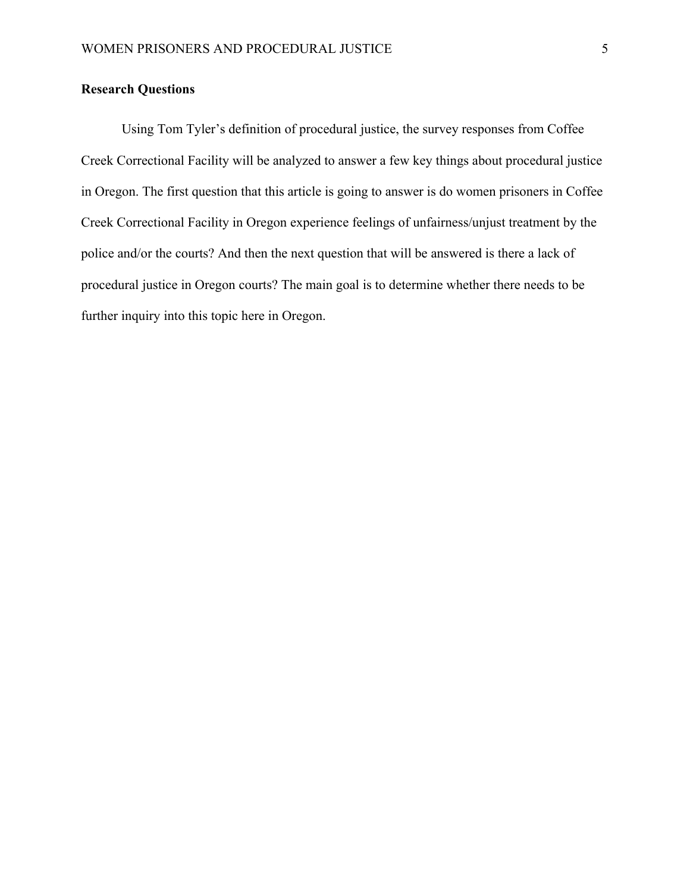## Research Questions

Using Tom Tyler's definition of procedural justice, the survey responses from Coffee Creek Correctional Facility will be analyzed to answer a few key things about procedural justice in Oregon. The first question that this article is going to answer is do women prisoners in Coffee Creek Correctional Facility in Oregon experience feelings of unfairness/unjust treatment by the police and/or the courts? And then the next question that will be answered is there a lack of procedural justice in Oregon courts? The main goal is to determine whether there needs to be further inquiry into this topic here in Oregon.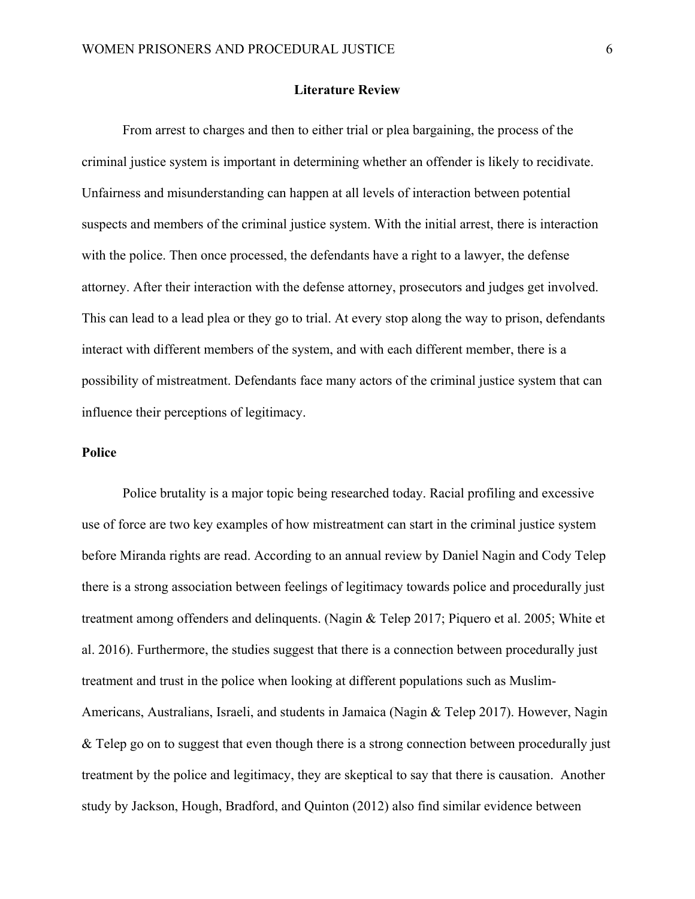## Literature Review

From arrest to charges and then to either trial or plea bargaining, the process of the criminal justice system is important in determining whether an offender is likely to recidivate. Unfairness and misunderstanding can happen at all levels of interaction between potential suspects and members of the criminal justice system. With the initial arrest, there is interaction with the police. Then once processed, the defendants have a right to a lawyer, the defense attorney. After their interaction with the defense attorney, prosecutors and judges get involved. This can lead to a lead plea or they go to trial. At every stop along the way to prison, defendants interact with different members of the system, and with each different member, there is a possibility of mistreatment. Defendants face many actors of the criminal justice system that can influence their perceptions of legitimacy.

### Police

Police brutality is a major topic being researched today. Racial profiling and excessive use of force are two key examples of how mistreatment can start in the criminal justice system before Miranda rights are read. According to an annual review by Daniel Nagin and Cody Telep there is a strong association between feelings of legitimacy towards police and procedurally just treatment among offenders and delinquents. (Nagin & Telep 2017; Piquero et al. 2005; White et al. 2016). Furthermore, the studies suggest that there is a connection between procedurally just treatment and trust in the police when looking at different populations such as Muslim-Americans, Australians, Israeli, and students in Jamaica (Nagin & Telep 2017). However, Nagin & Telep go on to suggest that even though there is a strong connection between procedurally just treatment by the police and legitimacy, they are skeptical to say that there is causation. Another study by Jackson, Hough, Bradford, and Quinton (2012) also find similar evidence between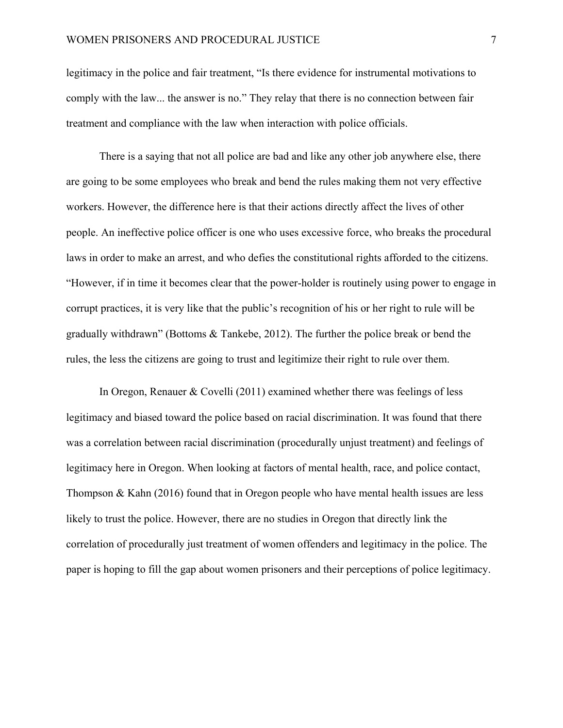legitimacy in the police and fair treatment, "Is there evidence for instrumental motivations to comply with the law... the answer is no." They relay that there is no connection between fair treatment and compliance with the law when interaction with police officials.

There is a saying that not all police are bad and like any other job anywhere else, there are going to be some employees who break and bend the rules making them not very effective workers. However, the difference here is that their actions directly affect the lives of other people. An ineffective police officer is one who uses excessive force, who breaks the procedural laws in order to make an arrest, and who defies the constitutional rights afforded to the citizens. "However, if in time it becomes clear that the power-holder is routinely using power to engage in corrupt practices, it is very like that the public's recognition of his or her right to rule will be gradually withdrawn" (Bottoms & Tankebe, 2012). The further the police break or bend the rules, the less the citizens are going to trust and legitimize their right to rule over them.

In Oregon, Renauer & Covelli (2011) examined whether there was feelings of less legitimacy and biased toward the police based on racial discrimination. It was found that there was a correlation between racial discrimination (procedurally unjust treatment) and feelings of legitimacy here in Oregon. When looking at factors of mental health, race, and police contact, Thompson & Kahn (2016) found that in Oregon people who have mental health issues are less likely to trust the police. However, there are no studies in Oregon that directly link the correlation of procedurally just treatment of women offenders and legitimacy in the police. The paper is hoping to fill the gap about women prisoners and their perceptions of police legitimacy.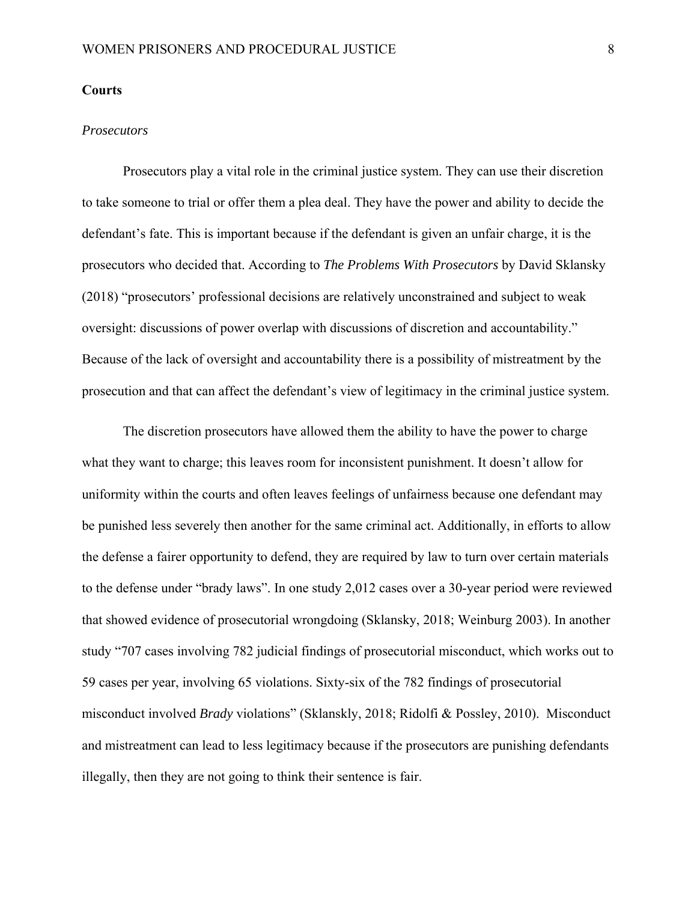## Courts

### *Prosecutors*

Prosecutors play a vital role in the criminal justice system. They can use their discretion to take someone to trial or offer them a plea deal. They have the power and ability to decide the defendant's fate. This is important because if the defendant is given an unfair charge, it is the prosecutors who decided that. According to *The Problems With Prosecutors* by David Sklansky (2018) "prosecutors' professional decisions are relatively unconstrained and subject to weak oversight: discussions of power overlap with discussions of discretion and accountability." Because of the lack of oversight and accountability there is a possibility of mistreatment by the prosecution and that can affect the defendant's view of legitimacy in the criminal justice system.

The discretion prosecutors have allowed them the ability to have the power to charge what they want to charge; this leaves room for inconsistent punishment. It doesn't allow for uniformity within the courts and often leaves feelings of unfairness because one defendant may be punished less severely then another for the same criminal act. Additionally, in efforts to allow the defense a fairer opportunity to defend, they are required by law to turn over certain materials to the defense under "brady laws". In one study 2,012 cases over a 30-year period were reviewed that showed evidence of prosecutorial wrongdoing (Sklansky, 2018; Weinburg 2003). In another study "707 cases involving 782 judicial findings of prosecutorial misconduct, which works out to 59 cases per year, involving 65 violations. Sixty-six of the 782 findings of prosecutorial misconduct involved *Brady* violations" (Sklanskly, 2018; Ridolfi & Possley, 2010). Misconduct and mistreatment can lead to less legitimacy because if the prosecutors are punishing defendants illegally, then they are not going to think their sentence is fair.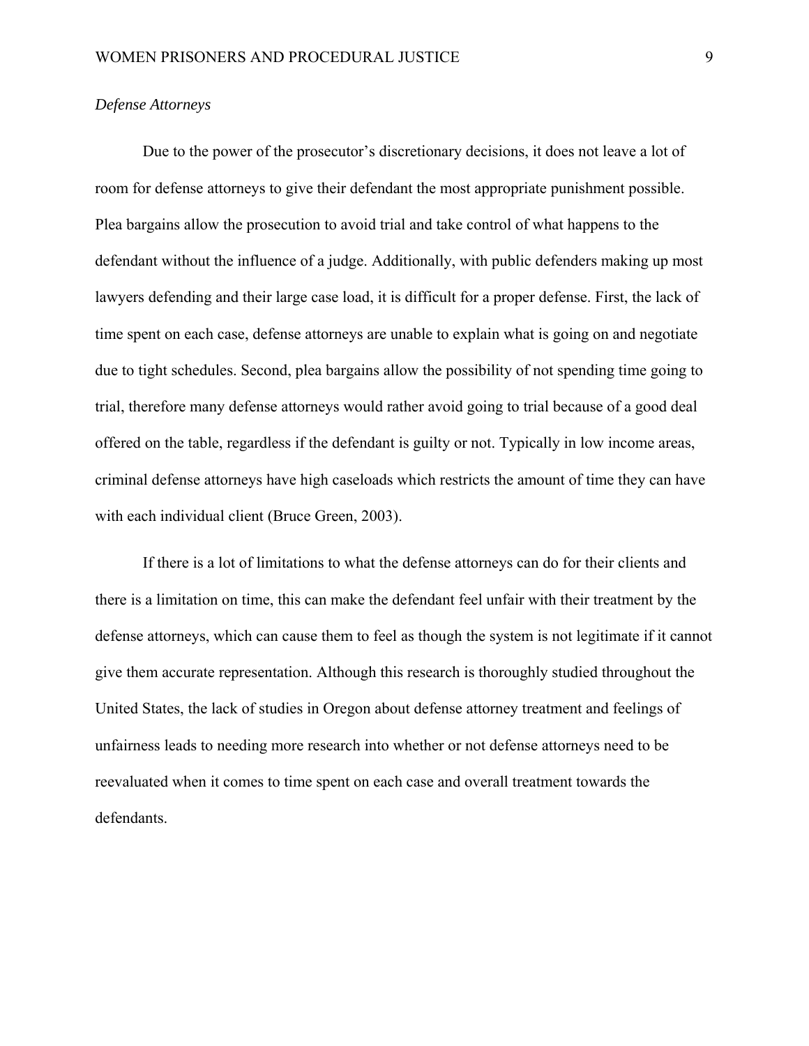*Defense Attorneys*

Due to the power of the prosecutor's discretionary decisions, it does not leave a lot of room for defense attorneys to give their defendant the most appropriate punishment possible. Plea bargains allow the prosecution to avoid trial and take control of what happens to the defendant without the influence of a judge. Additionally, with public defenders making up most lawyers defending and their large case load, it is difficult for a proper defense. First, the lack of time spent on each case, defense attorneys are unable to explain what is going on and negotiate due to tight schedules. Second, plea bargains allow the possibility of not spending time going to trial, therefore many defense attorneys would rather avoid going to trial because of a good deal offered on the table, regardless if the defendant is guilty or not. Typically in low income areas, criminal defense attorneys have high caseloads which restricts the amount of time they can have with each individual client (Bruce Green, 2003).

If there is a lot of limitations to what the defense attorneys can do for their clients and there is a limitation on time, this can make the defendant feel unfair with their treatment by the defense attorneys, which can cause them to feel as though the system is not legitimate if it cannot give them accurate representation. Although this research is thoroughly studied throughout the United States, the lack of studies in Oregon about defense attorney treatment and feelings of unfairness leads to needing more research into whether or not defense attorneys need to be reevaluated when it comes to time spent on each case and overall treatment towards the defendants.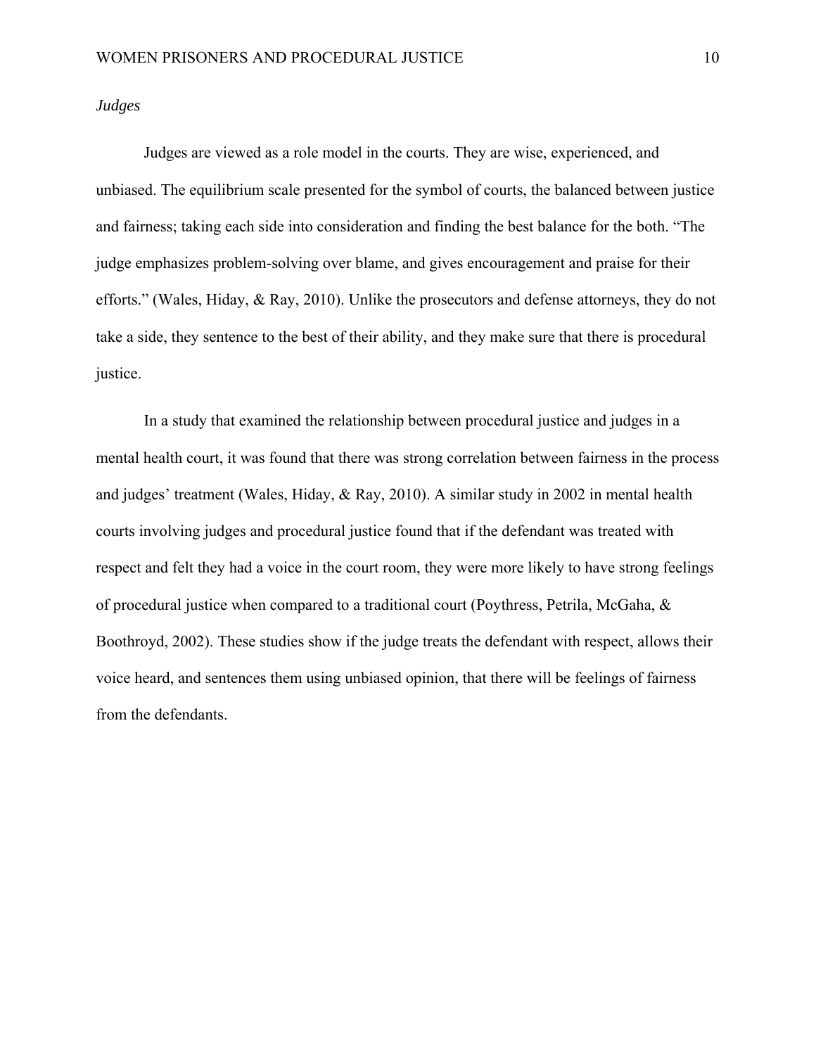*Judges*

Judges are viewed as a role model in the courts. They are wise, experienced, and unbiased. The equilibrium scale presented for the symbol of courts, the balanced between justice and fairness; taking each side into consideration and finding the best balance for the both. "The judge emphasizes problem-solving over blame, and gives encouragement and praise for their efforts." (Wales, Hiday, & Ray, 2010). Unlike the prosecutors and defense attorneys, they do not take a side, they sentence to the best of their ability, and they make sure that there is procedural justice.

In a study that examined the relationship between procedural justice and judges in a mental health court, it was found that there was strong correlation between fairness in the process and judges' treatment (Wales, Hiday, & Ray, 2010). A similar study in 2002 in mental health courts involving judges and procedural justice found that if the defendant was treated with respect and felt they had a voice in the court room, they were more likely to have strong feelings of procedural justice when compared to a traditional court (Poythress, Petrila, McGaha, & Boothroyd, 2002). These studies show if the judge treats the defendant with respect, allows their voice heard, and sentences them using unbiased opinion, that there will be feelings of fairness from the defendants.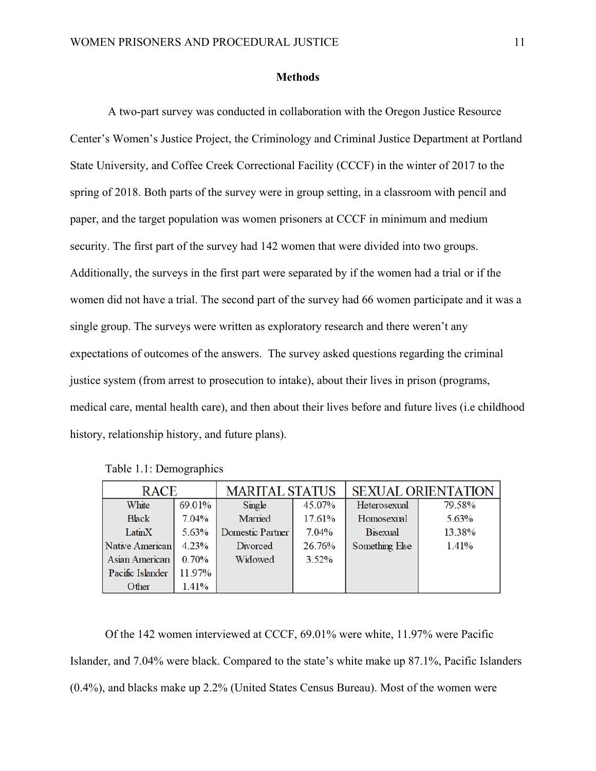## Methods

A two-part survey was conducted in collaboration with the Oregon Justice Resource Center's Women's Justice Project, the Criminology and Criminal Justice Department at Portland State University, and Coffee Creek Correctional Facility (CCCF) in the winter of 2017 to the spring of 2018. Both parts of the survey were in group setting, in a classroom with pencil and paper, and the target population was women prisoners at CCCF in minimum and medium security. The first part of the survey had 142 women that were divided into two groups. Additionally, the surveys in the first part were separated by if the women had a trial or if the women did not have a trial. The second part of the survey had 66 women participate and it was a single group. The surveys were written as exploratory research and there weren't any expectations of outcomes of the answers. The survey asked questions regarding the criminal justice system (from arrest to prosecution to intake), about their lives in prison (programs, medical care, mental health care), and then about their lives before and future lives (i.e childhood history, relationship history, and future plans).

Table 1.1: Demographics

| RACE | | MARITAL STATUS | | SEXUAL ORIENTATION | |
|---|---|---|---|---|---|
| White | 69.01% | Single | 45.07% | Heterosexual | 79.58% |
| Black | 7.04% | Married | 17.61% | Homosexual | 5.63% |
| LatinX | 5.63% | Domestic Partner | 7.04% | Bisexual | 13.38% |
| Native American | 4.23% | Divorced | 26.76% | Something Else | 1.41% |
| Asian American | 0.70% | Widowed | 3.52% | | |
| Pacific Islander | 11.97% | | | | |
| Other | 1.41% | | | | |

Of the 142 women interviewed at CCCF, 69.01% were white, 11.97% were Pacific Islander, and 7.04% were black. Compared to the state's white make up 87.1%, Pacific Islanders (0.4%), and blacks make up 2.2% (United States Census Bureau). Most of the women were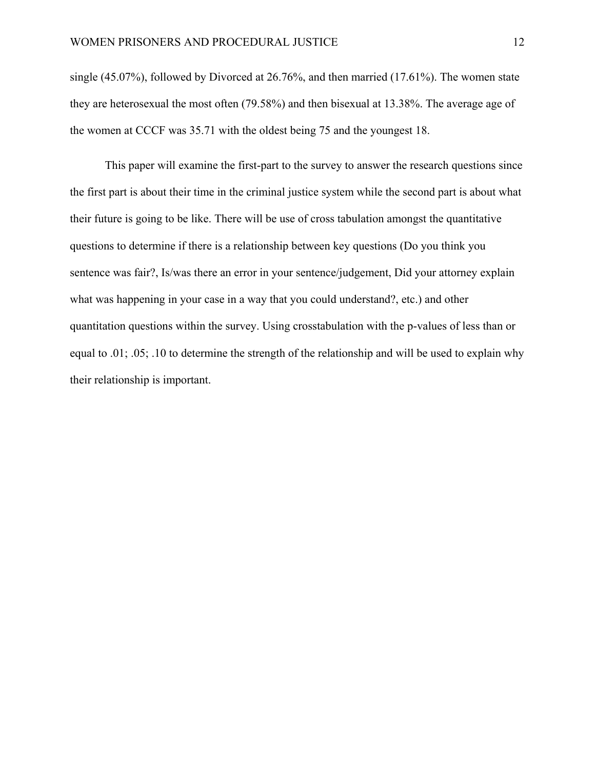single (45.07%), followed by Divorced at 26.76%, and then married (17.61%). The women state they are heterosexual the most often (79.58%) and then bisexual at 13.38%. The average age of the women at CCCF was 35.71 with the oldest being 75 and the youngest 18.

This paper will examine the first-part to the survey to answer the research questions since the first part is about their time in the criminal justice system while the second part is about what their future is going to be like. There will be use of cross tabulation amongst the quantitative questions to determine if there is a relationship between key questions (Do you think you sentence was fair?, Is/was there an error in your sentence/judgement, Did your attorney explain what was happening in your case in a way that you could understand?, etc.) and other quantitation questions within the survey. Using crosstabulation with the p-values of less than or equal to .01; .05; .10 to determine the strength of the relationship and will be used to explain why their relationship is important.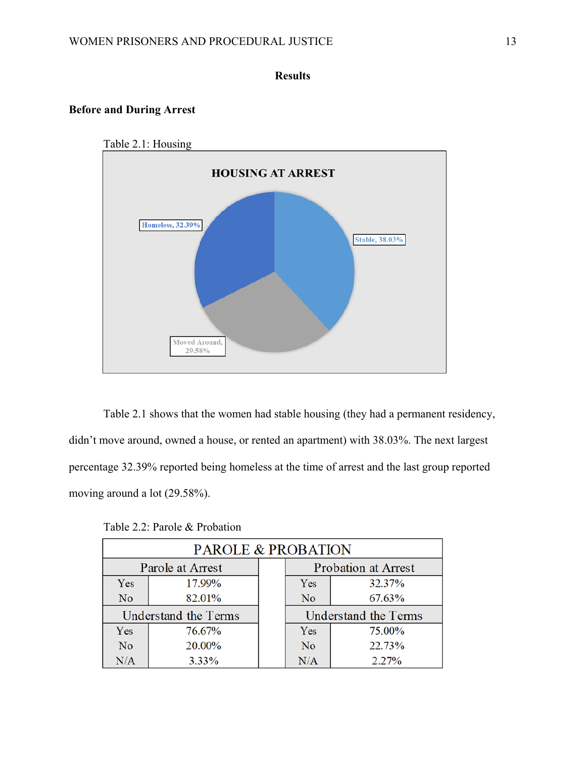## Results

### Before and During Arrest

Table 2.1: Housing

Table 2.1 shows that the women had stable housing (they had a permanent residency, didn't move around, owned a house, or rented an apartment) with 38.03%. The next largest percentage 32.39% reported being homeless at the time of arrest and the last group reported moving around a lot (29.58%).

Table 2.2: Parole & Probation

| PAROLE & PROBATION | | | | |
|---|---|---|---|---|
| Parole at Arrest | | | Probation at Arrest | |
| Yes | 17.99% | | Yes | 32.37% |
| No | 82.01% | | No | 67.63% |
| Understand the Terms | | | Understand the Terms | |
| Yes | 76.67% | | Yes | 75.00% |
| No | 20.00% | | No | 22.73% |
| N/A | 3.33% | | N/A | 2.27% |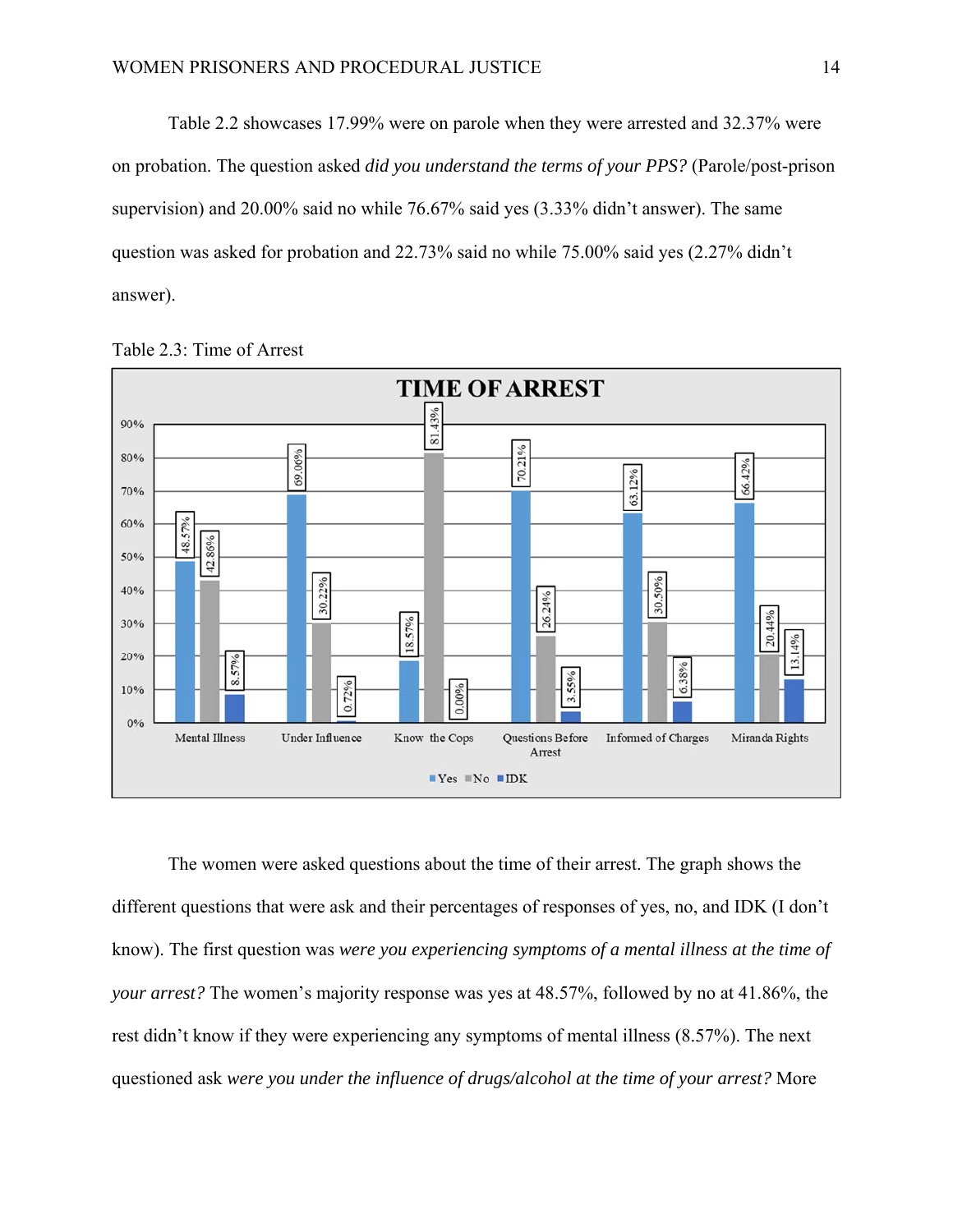Table 2.2 showcases 17.99% were on parole when they were arrested and 32.37% were on probation. The question asked *did you understand the terms of your PPS?* (Parole/post-prison supervision) and 20.00% said no while 76.67% said yes (3.33% didn't answer). The same question was asked for probation and 22.73% said no while 75.00% said yes (2.27% didn't answer).

Table 2.3: Time of Arrest

**TIME OF ARREST**

| | Yes | No | IDK |
|---|---|---|---|
| Mental Illness | 48.57% | 42.86% | 8.57% |
| Under Influence | 69.06% | 30.22% | 0.72% |
| Know the Cops | 18.57% | 81.43% | 0.00% |
| Questions Before Arrest | 70.21% | 26.24% | 3.55% |
| Informed of Charges | 63.12% | 30.50% | 6.38% |
| Miranda Rights | 66.42% | 20.44% | 13.14% |

The women were asked questions about the time of their arrest. The graph shows the different questions that were ask and their percentages of responses of yes, no, and IDK (I don't know). The first question was *were you experiencing symptoms of a mental illness at the time of your arrest?* The women's majority response was yes at 48.57%, followed by no at 41.86%, the rest didn't know if they were experiencing any symptoms of mental illness (8.57%). The next questioned ask *were you under the influence of drugs/alcohol at the time of your arrest?* More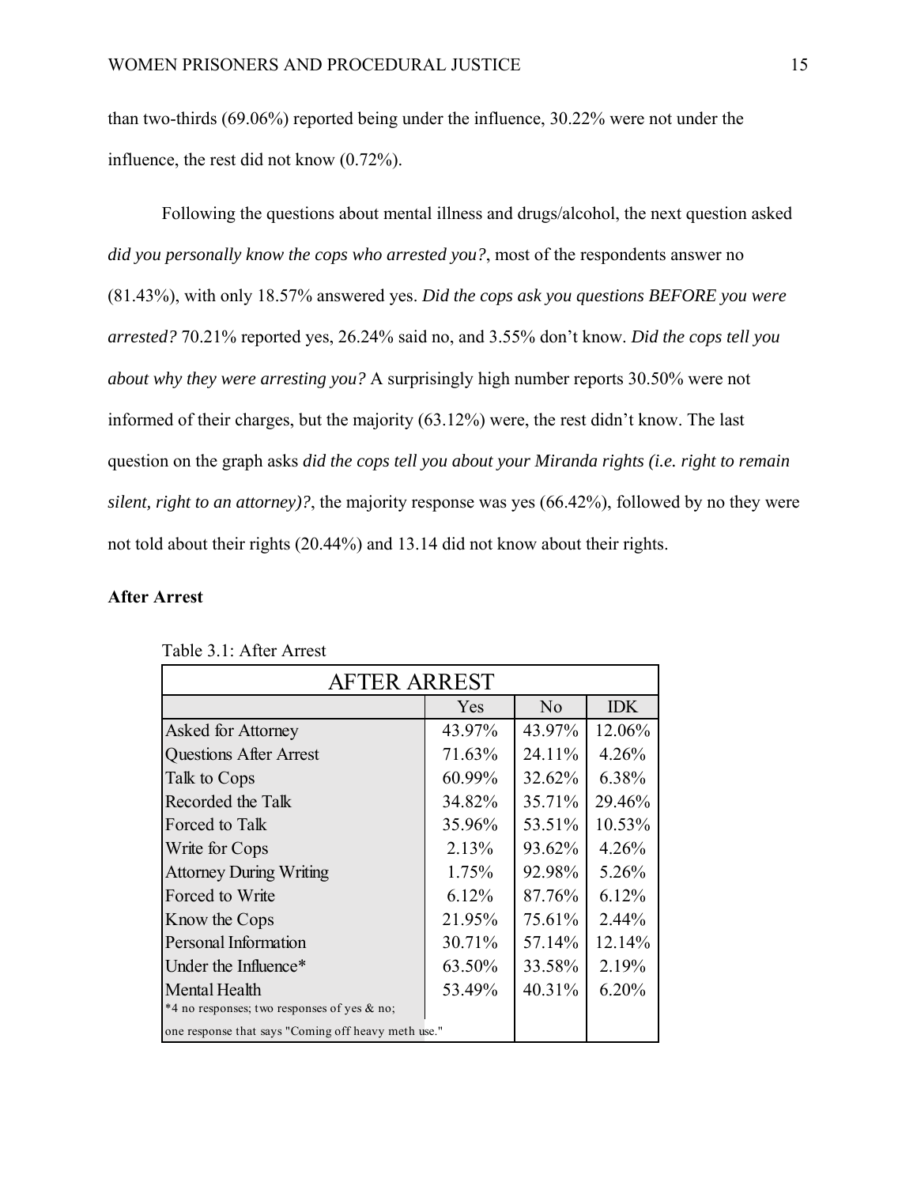than two-thirds (69.06%) reported being under the influence, 30.22% were not under the influence, the rest did not know (0.72%).

Following the questions about mental illness and drugs/alcohol, the next question asked *did you personally know the cops who arrested you?*, most of the respondents answer no (81.43%), with only 18.57% answered yes. *Did the cops ask you questions BEFORE you were arrested?* 70.21% reported yes, 26.24% said no, and 3.55% don't know. *Did the cops tell you about why they were arresting you?* A surprisingly high number reports 30.50% were not informed of their charges, but the majority (63.12%) were, the rest didn't know. The last question on the graph asks *did the cops tell you about your Miranda rights (i.e. right to remain silent, right to an attorney)?*, the majority response was yes (66.42%), followed by no they were not told about their rights (20.44%) and 13.14 did not know about their rights.

**After Arrest**

Table 3.1: After Arrest

| AFTER ARREST | | | |
|---|---|---|---|
| | Yes | No | IDK |
| Asked for Attorney | 43.97% | 43.97% | 12.06% |
| Questions After Arrest | 71.63% | 24.11% | 4.26% |
| Talk to Cops | 60.99% | 32.62% | 6.38% |
| Recorded the Talk | 34.82% | 35.71% | 29.46% |
| Forced to Talk | 35.96% | 53.51% | 10.53% |
| Write for Cops | 2.13% | 93.62% | 4.26% |
| Attorney During Writing | 1.75% | 92.98% | 5.26% |
| Forced to Write | 6.12% | 87.76% | 6.12% |
| Know the Cops | 21.95% | 75.61% | 2.44% |
| Personal Information | 30.71% | 57.14% | 12.14% |
| Under the Influence* | 63.50% | 33.58% | 2.19% |
| Mental Health | 53.49% | 40.31% | 6.20% |
| *4 no responses; two responses of yes & no; one response that says "Coming off heavy meth use." | | | |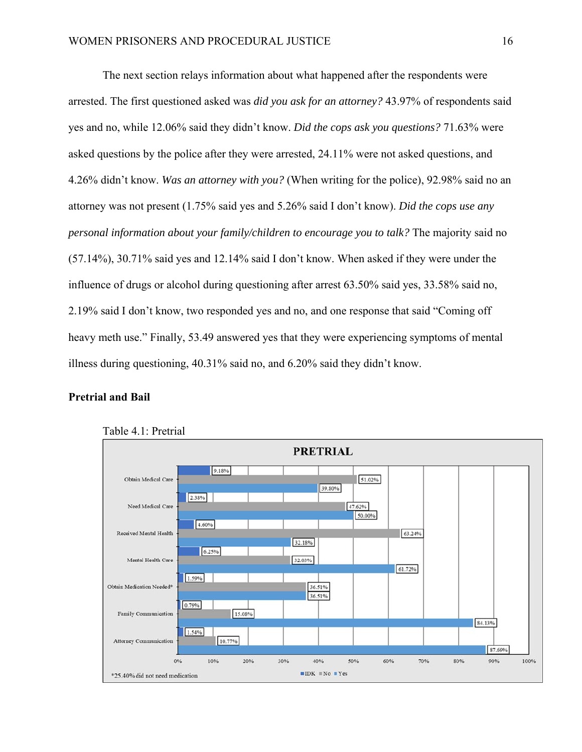The next section relays information about what happened after the respondents were arrested. The first questioned asked was *did you ask for an attorney?* 43.97% of respondents said yes and no, while 12.06% said they didn't know. *Did the cops ask you questions?* 71.63% were asked questions by the police after they were arrested, 24.11% were not asked questions, and 4.26% didn't know. *Was an attorney with you?* (When writing for the police), 92.98% said no an attorney was not present (1.75% said yes and 5.26% said I don't know). *Did the cops use any personal information about your family/children to encourage you to talk?* The majority said no (57.14%), 30.71% said yes and 12.14% said I don't know. When asked if they were under the influence of drugs or alcohol during questioning after arrest 63.50% said yes, 33.58% said no, 2.19% said I don't know, two responded yes and no, and one response that said "Coming off heavy meth use." Finally, 53.49 answered yes that they were experiencing symptoms of mental illness during questioning, 40.31% said no, and 6.20% said they didn't know.

## Pretrial and Bail

Table 4.1: Pretrial

**PRETRIAL**

| | IDK | No | Yes |
|---|---|---|---|
| Obtain Medical Care | 9.18% | 51.02% | 39.80% |
| Need Medical Care | 2.38% | 47.62% | 50.00% |
| Received Mental Health | 4.60% | 63.24% | 32.18% |
| Mental Health Care | 6.25% | 32.03% | 61.72% |
| Obtain Medication Needed* | 1.59% | 36.51% | 36.51% |
| Family Communication | 0.79% | 15.08% | 84.13% |
| Attorney Communication | 1.54% | 10.77% | 87.69% |

*25.40% did not need medication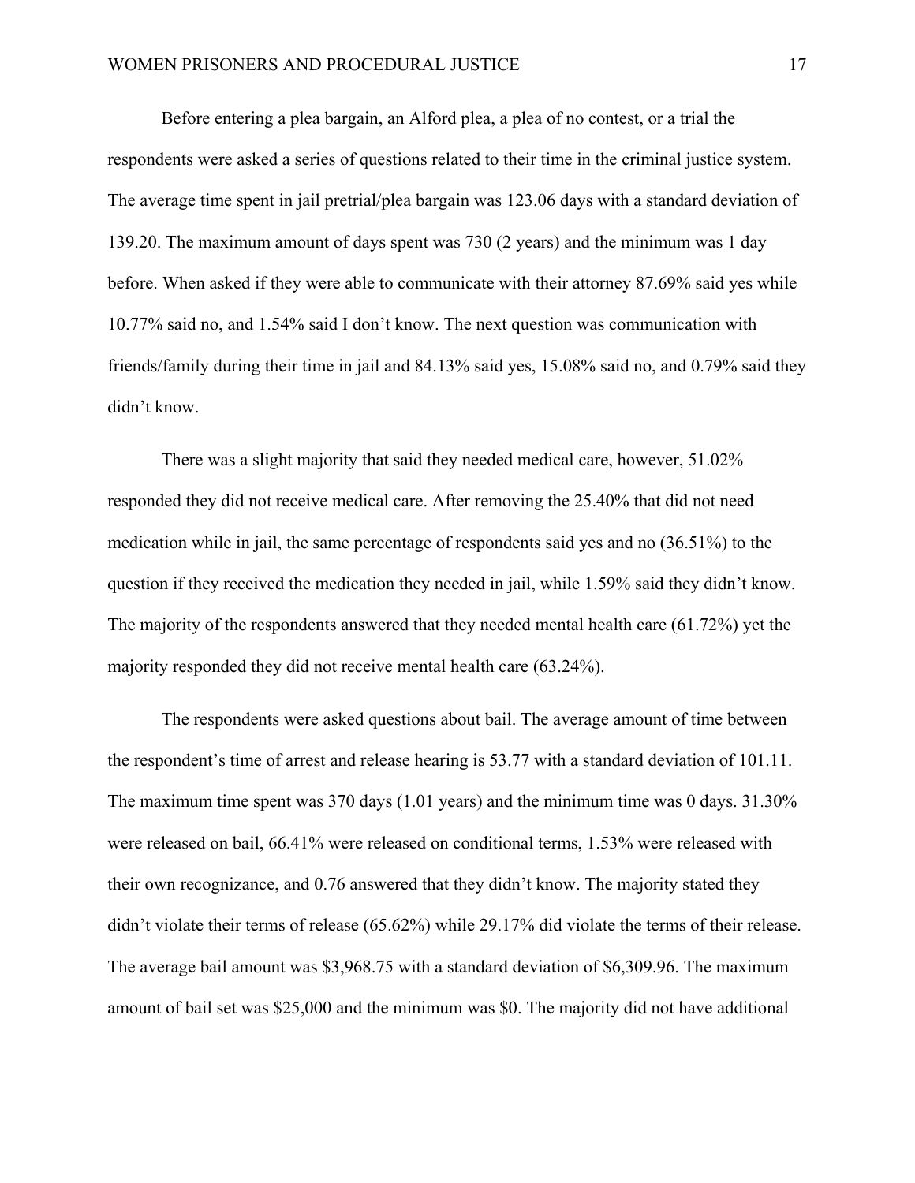Before entering a plea bargain, an Alford plea, a plea of no contest, or a trial the respondents were asked a series of questions related to their time in the criminal justice system. The average time spent in jail pretrial/plea bargain was 123.06 days with a standard deviation of 139.20. The maximum amount of days spent was 730 (2 years) and the minimum was 1 day before. When asked if they were able to communicate with their attorney 87.69% said yes while 10.77% said no, and 1.54% said I don't know. The next question was communication with friends/family during their time in jail and 84.13% said yes, 15.08% said no, and 0.79% said they didn't know.

There was a slight majority that said they needed medical care, however, 51.02% responded they did not receive medical care. After removing the 25.40% that did not need medication while in jail, the same percentage of respondents said yes and no (36.51%) to the question if they received the medication they needed in jail, while 1.59% said they didn't know. The majority of the respondents answered that they needed mental health care (61.72%) yet the majority responded they did not receive mental health care (63.24%).

The respondents were asked questions about bail. The average amount of time between the respondent's time of arrest and release hearing is 53.77 with a standard deviation of 101.11. The maximum time spent was 370 days (1.01 years) and the minimum time was 0 days. 31.30% were released on bail, 66.41% were released on conditional terms, 1.53% were released with their own recognizance, and 0.76 answered that they didn't know. The majority stated they didn't violate their terms of release (65.62%) while 29.17% did violate the terms of their release. The average bail amount was $3,968.75 with a standard deviation of $6,309.96. The maximum amount of bail set was $25,000 and the minimum was $0. The majority did not have additional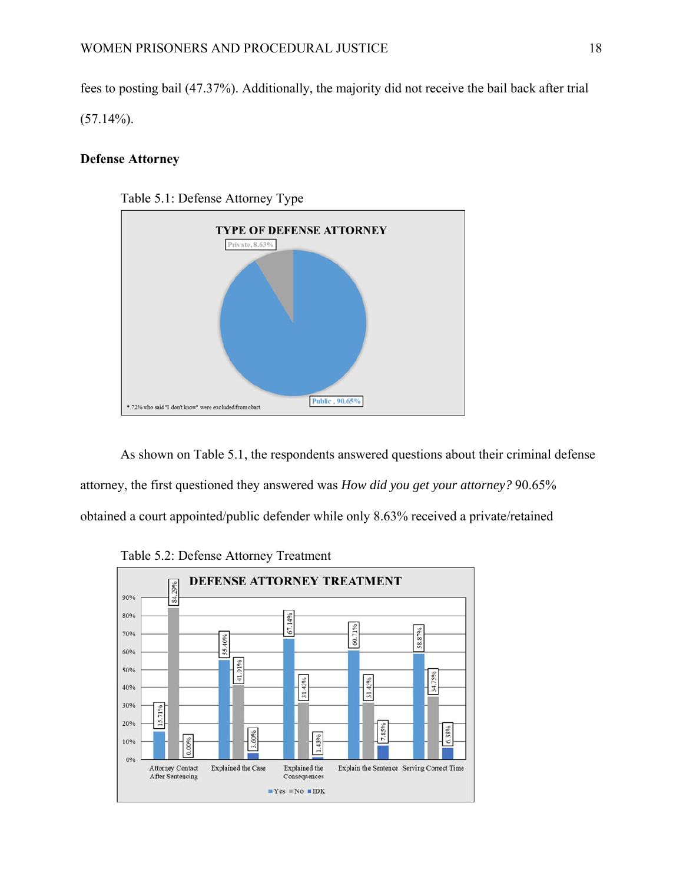fees to posting bail (47.37%). Additionally, the majority did not receive the bail back after trial (57.14%).

**Defense Attorney**

Table 5.1: Defense Attorney Type

TYPE OF DEFENSE ATTORNEY

| Type | Percentage |
| --- | --- |
| Private | 8.63% |
| Public | 90.65% |

*.72% who said "I don't know" were excluded from chart.

As shown on Table 5.1, the respondents answered questions about their criminal defense attorney, the first questioned they answered was *How did you get your attorney?* 90.65% obtained a court appointed/public defender while only 8.63% received a private/retained

Table 5.2: Defense Attorney Treatment

DEFENSE ATTORNEY TREATMENT

| | Yes | No | IDK |
| --- | --- | --- | --- |
| Attorney Contact After Sentencing | 15.71% | 84.29% | 0.00% |
| Explained the Case | 55.40% | 41.01% | 3.60% |
| Explained the Consequences | 67.14% | 31.43% | 1.43% |
| Explain the Sentence | 60.71% | 31.43% | 7.85% |
| Serving Correct Time | 58.87% | 34.75% | 6.38% |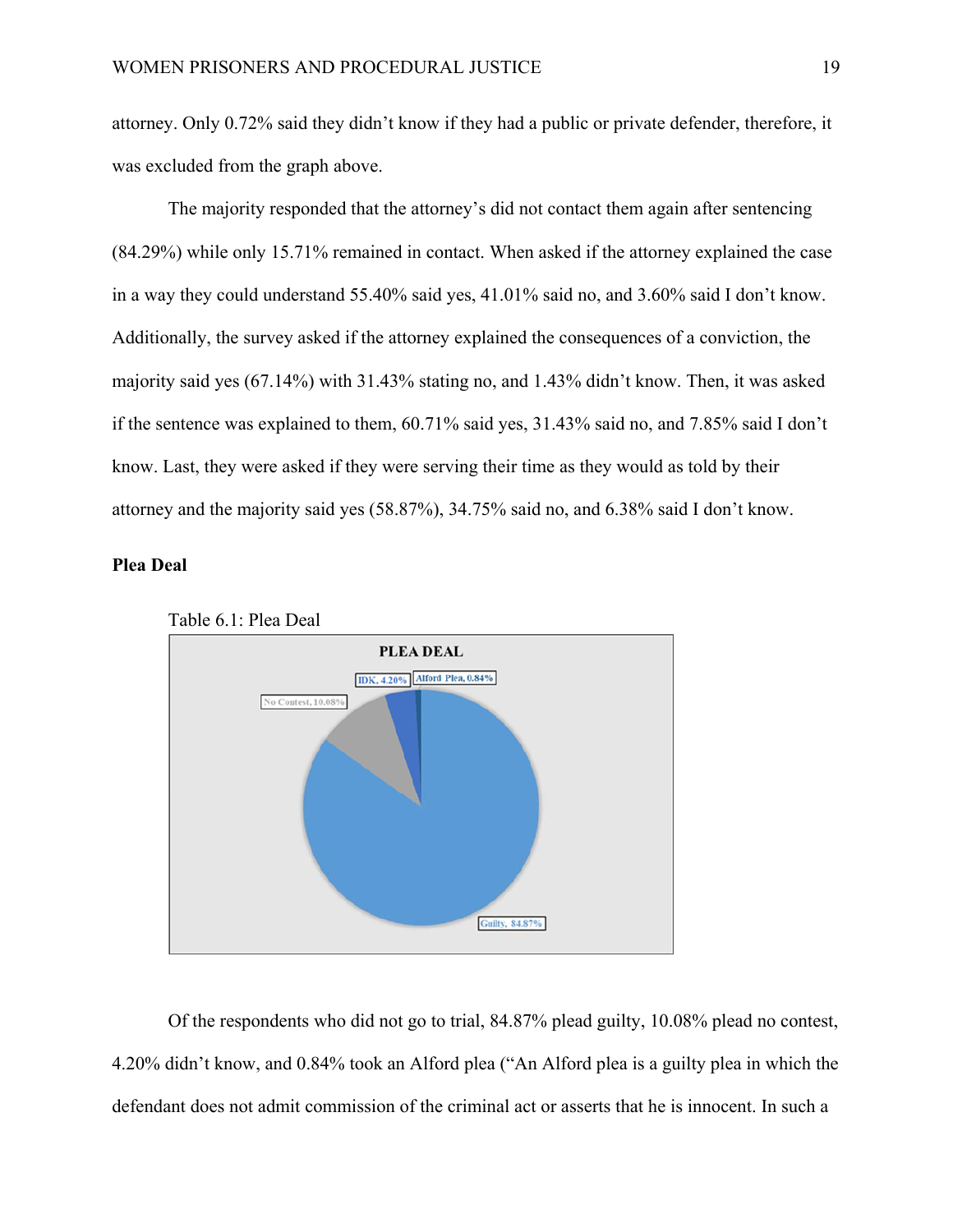attorney. Only 0.72% said they didn't know if they had a public or private defender, therefore, it was excluded from the graph above.

The majority responded that the attorney's did not contact them again after sentencing (84.29%) while only 15.71% remained in contact. When asked if the attorney explained the case in a way they could understand 55.40% said yes, 41.01% said no, and 3.60% said I don't know. Additionally, the survey asked if the attorney explained the consequences of a conviction, the majority said yes (67.14%) with 31.43% stating no, and 1.43% didn't know. Then, it was asked if the sentence was explained to them, 60.71% said yes, 31.43% said no, and 7.85% said I don't know. Last, they were asked if they were serving their time as they would as told by their attorney and the majority said yes (58.87%), 34.75% said no, and 6.38% said I don't know.

**Plea Deal**

Table 6.1: Plea Deal

Of the respondents who did not go to trial, 84.87% plead guilty, 10.08% plead no contest, 4.20% didn't know, and 0.84% took an Alford plea ("An Alford plea is a guilty plea in which the defendant does not admit commission of the criminal act or asserts that he is innocent. In such a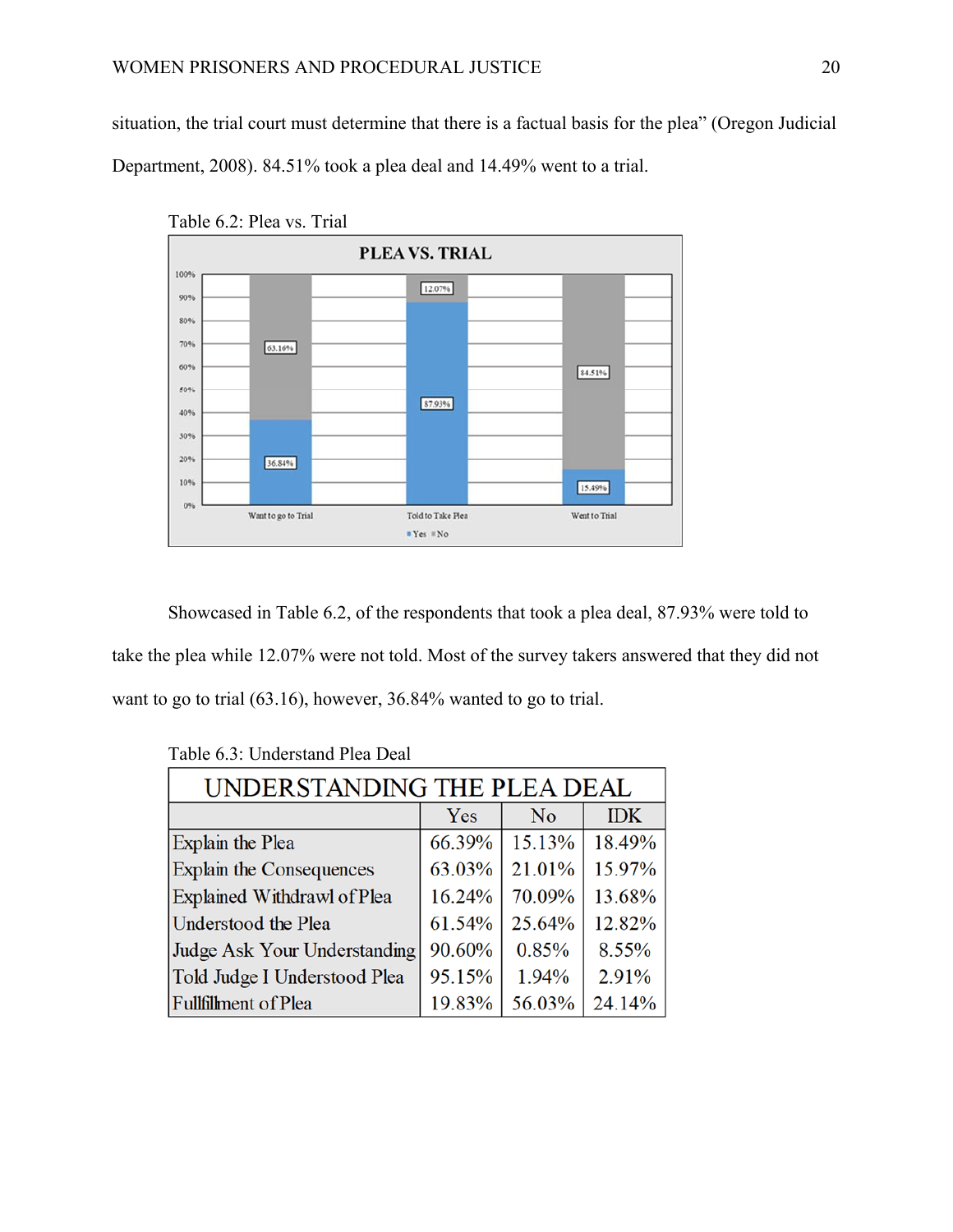situation, the trial court must determine that there is a factual basis for the plea" (Oregon Judicial Department, 2008). 84.51% took a plea deal and 14.49% went to a trial.

Table 6.2: Plea vs. Trial

Showcased in Table 6.2, of the respondents that took a plea deal, 87.93% were told to take the plea while 12.07% were not told. Most of the survey takers answered that they did not want to go to trial (63.16), however, 36.84% wanted to go to trial.

Table 6.3: Understand Plea Deal

| UNDERSTANDING THE PLEA DEAL | | | |
|---|---|---|---|
| | Yes | No | IDK |
| Explain the Plea | 66.39% | 15.13% | 18.49% |
| Explain the Consequences | 63.03% | 21.01% | 15.97% |
| Explained Withdrawl of Plea | 16.24% | 70.09% | 13.68% |
| Understood the Plea | 61.54% | 25.64% | 12.82% |
| Judge Ask Your Understanding | 90.60% | 0.85% | 8.55% |
| Told Judge I Understood Plea | 95.15% | 1.94% | 2.91% |
| Fullfillment of Plea | 19.83% | 56.03% | 24.14% |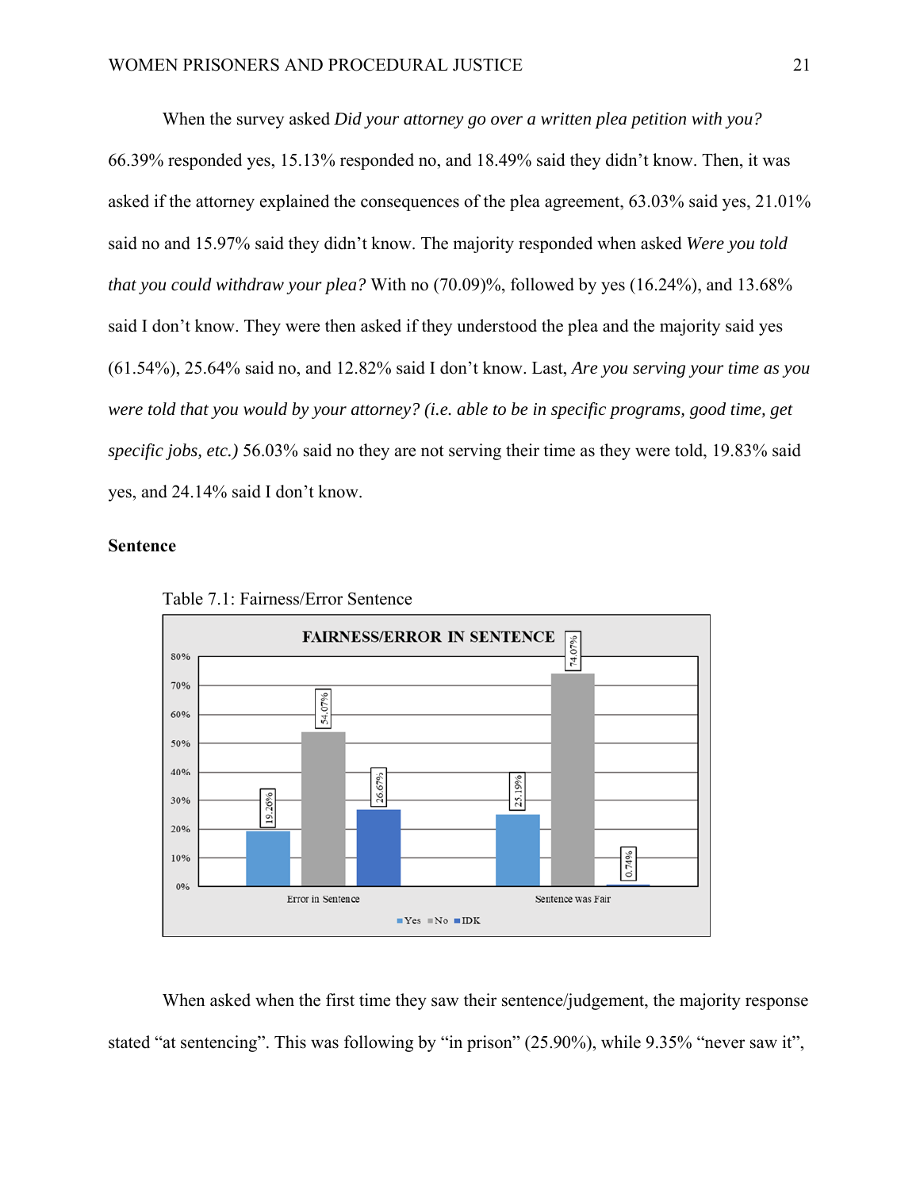When the survey asked *Did your attorney go over a written plea petition with you?* 66.39% responded yes, 15.13% responded no, and 18.49% said they didn't know. Then, it was asked if the attorney explained the consequences of the plea agreement, 63.03% said yes, 21.01% said no and 15.97% said they didn't know. The majority responded when asked *Were you told that you could withdraw your plea?* With no (70.09)%, followed by yes (16.24%), and 13.68% said I don't know. They were then asked if they understood the plea and the majority said yes (61.54%), 25.64% said no, and 12.82% said I don't know. Last, *Are you serving your time as you were told that you would by your attorney? (i.e. able to be in specific programs, good time, get specific jobs, etc.)* 56.03% said no they are not serving their time as they were told, 19.83% said yes, and 24.14% said I don't know.

**Sentence**

Table 7.1: Fairness/Error Sentence

**FAIRNESS/ERROR IN SENTENCE**

| | Yes | No | IDK |
|---|---|---|---|
| Error in Sentence | 19.26% | 54.07% | 26.67% |
| Sentence was Fair | 25.19% | 74.07% | 0.74% |

When asked when the first time they saw their sentence/judgement, the majority response stated "at sentencing". This was following by "in prison" (25.90%), while 9.35% "never saw it",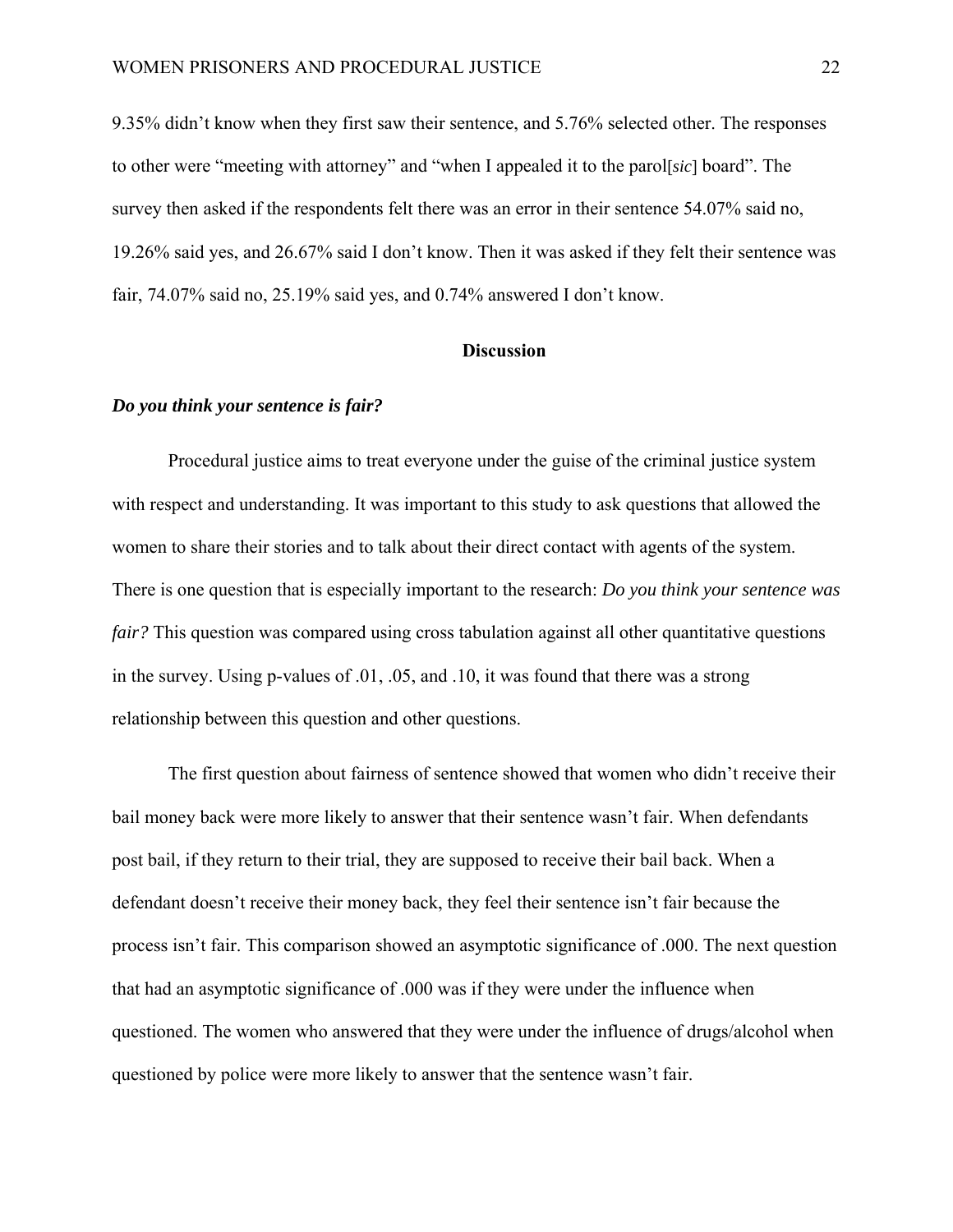9.35% didn’t know when they first saw their sentence, and 5.76% selected other. The responses to other were “meeting with attorney” and “when I appealed it to the parol[*sic*] board”. The survey then asked if the respondents felt there was an error in their sentence 54.07% said no, 19.26% said yes, and 26.67% said I don’t know. Then it was asked if they felt their sentence was fair, 74.07% said no, 25.19% said yes, and 0.74% answered I don’t know.

## Discussion

### ***Do you think your sentence is fair?***

Procedural justice aims to treat everyone under the guise of the criminal justice system with respect and understanding. It was important to this study to ask questions that allowed the women to share their stories and to talk about their direct contact with agents of the system. There is one question that is especially important to the research: *Do you think your sentence was fair?* This question was compared using cross tabulation against all other quantitative questions in the survey. Using p-values of .01, .05, and .10, it was found that there was a strong relationship between this question and other questions.

The first question about fairness of sentence showed that women who didn’t receive their bail money back were more likely to answer that their sentence wasn’t fair. When defendants post bail, if they return to their trial, they are supposed to receive their bail back. When a defendant doesn’t receive their money back, they feel their sentence isn’t fair because the process isn’t fair. This comparison showed an asymptotic significance of .000. The next question that had an asymptotic significance of .000 was if they were under the influence when questioned. The women who answered that they were under the influence of drugs/alcohol when questioned by police were more likely to answer that the sentence wasn’t fair.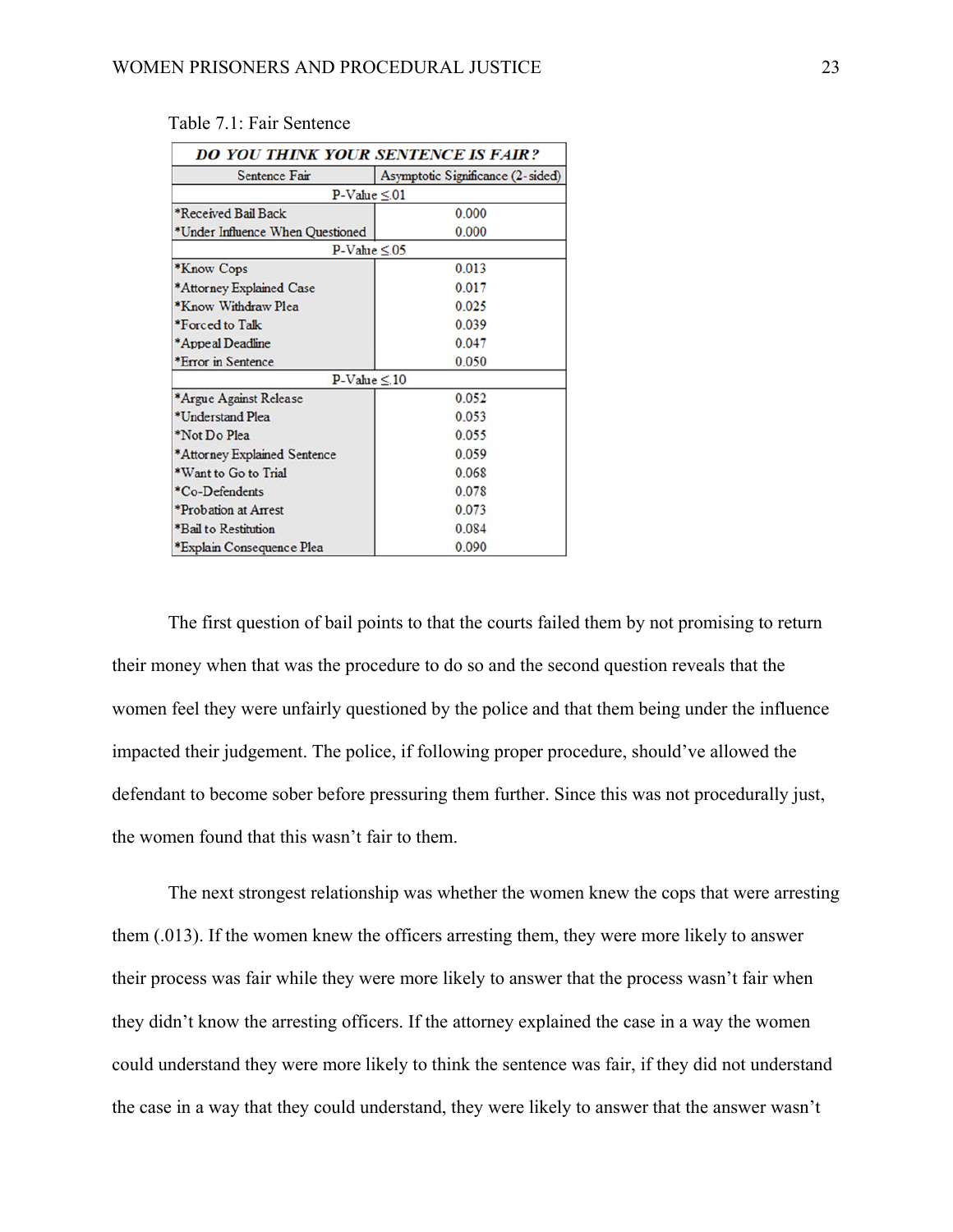Table 7.1: Fair Sentence

| ***DO YOU THINK YOUR SENTENCE IS FAIR?*** | |
|---|---|
| Sentence Fair | Asymptotic Significance (2-sided) |
| P-Value ≤.01 | |
| *Received Bail Back | 0.000 |
| *Under Influence When Questioned | 0.000 |
| P-Value ≤.05 | |
| *Know Cops | 0.013 |
| *Attorney Explained Case | 0.017 |
| *Know Withdraw Plea | 0.025 |
| *Forced to Talk | 0.039 |
| *Appeal Deadline | 0.047 |
| *Error in Sentence | 0.050 |
| P-Value ≤.10 | |
| *Argue Against Release | 0.052 |
| *Understand Plea | 0.053 |
| *Not Do Plea | 0.055 |
| *Attorney Explained Sentence | 0.059 |
| *Want to Go to Trial | 0.068 |
| *Co-Defendents | 0.078 |
| *Probation at Arrest | 0.073 |
| *Bail to Restitution | 0.084 |
| *Explain Consequence Plea | 0.090 |

The first question of bail points to that the courts failed them by not promising to return their money when that was the procedure to do so and the second question reveals that the women feel they were unfairly questioned by the police and that them being under the influence impacted their judgement. The police, if following proper procedure, should've allowed the defendant to become sober before pressuring them further. Since this was not procedurally just, the women found that this wasn't fair to them.

The next strongest relationship was whether the women knew the cops that were arresting them (.013). If the women knew the officers arresting them, they were more likely to answer their process was fair while they were more likely to answer that the process wasn't fair when they didn't know the arresting officers. If the attorney explained the case in a way the women could understand they were more likely to think the sentence was fair, if they did not understand the case in a way that they could understand, they were likely to answer that the answer wasn't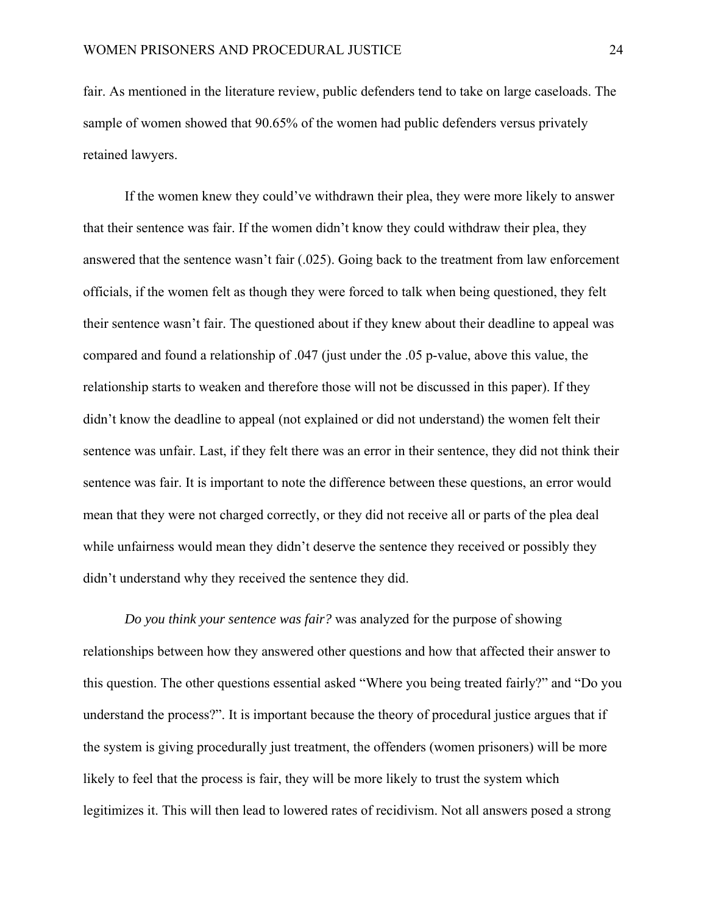fair. As mentioned in the literature review, public defenders tend to take on large caseloads. The sample of women showed that 90.65% of the women had public defenders versus privately retained lawyers.

If the women knew they could've withdrawn their plea, they were more likely to answer that their sentence was fair. If the women didn't know they could withdraw their plea, they answered that the sentence wasn't fair (.025). Going back to the treatment from law enforcement officials, if the women felt as though they were forced to talk when being questioned, they felt their sentence wasn't fair. The questioned about if they knew about their deadline to appeal was compared and found a relationship of .047 (just under the .05 p-value, above this value, the relationship starts to weaken and therefore those will not be discussed in this paper). If they didn't know the deadline to appeal (not explained or did not understand) the women felt their sentence was unfair. Last, if they felt there was an error in their sentence, they did not think their sentence was fair. It is important to note the difference between these questions, an error would mean that they were not charged correctly, or they did not receive all or parts of the plea deal while unfairness would mean they didn't deserve the sentence they received or possibly they didn't understand why they received the sentence they did.

*Do you think your sentence was fair?* was analyzed for the purpose of showing relationships between how they answered other questions and how that affected their answer to this question. The other questions essential asked "Where you being treated fairly?" and "Do you understand the process?". It is important because the theory of procedural justice argues that if the system is giving procedurally just treatment, the offenders (women prisoners) will be more likely to feel that the process is fair, they will be more likely to trust the system which legitimizes it. This will then lead to lowered rates of recidivism. Not all answers posed a strong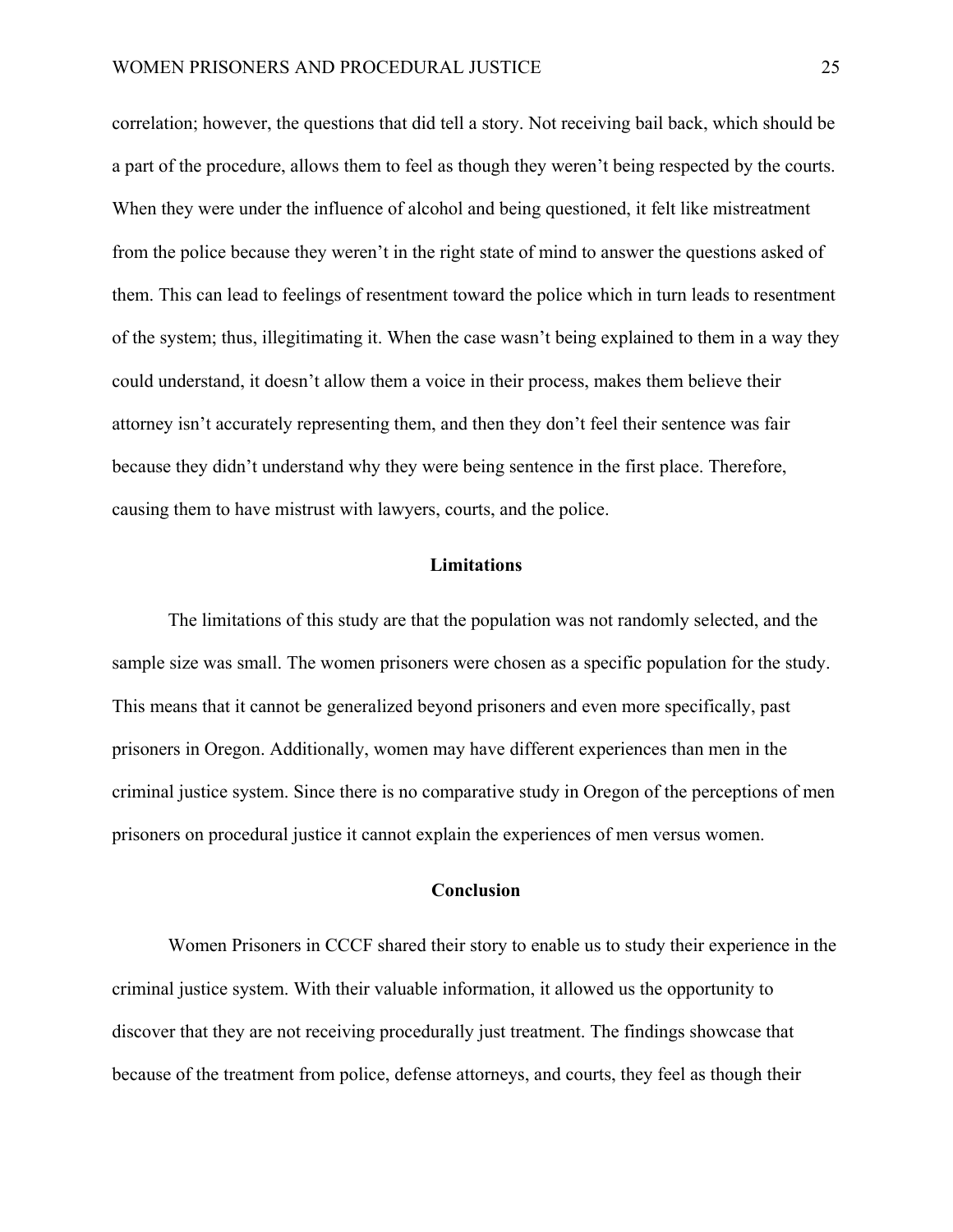correlation; however, the questions that did tell a story. Not receiving bail back, which should be a part of the procedure, allows them to feel as though they weren't being respected by the courts. When they were under the influence of alcohol and being questioned, it felt like mistreatment from the police because they weren't in the right state of mind to answer the questions asked of them. This can lead to feelings of resentment toward the police which in turn leads to resentment of the system; thus, illegitimating it. When the case wasn't being explained to them in a way they could understand, it doesn't allow them a voice in their process, makes them believe their attorney isn't accurately representing them, and then they don't feel their sentence was fair because they didn't understand why they were being sentence in the first place. Therefore, causing them to have mistrust with lawyers, courts, and the police.

## Limitations

The limitations of this study are that the population was not randomly selected, and the sample size was small. The women prisoners were chosen as a specific population for the study. This means that it cannot be generalized beyond prisoners and even more specifically, past prisoners in Oregon. Additionally, women may have different experiences than men in the criminal justice system. Since there is no comparative study in Oregon of the perceptions of men prisoners on procedural justice it cannot explain the experiences of men versus women.

## Conclusion

Women Prisoners in CCCF shared their story to enable us to study their experience in the criminal justice system. With their valuable information, it allowed us the opportunity to discover that they are not receiving procedurally just treatment. The findings showcase that because of the treatment from police, defense attorneys, and courts, they feel as though their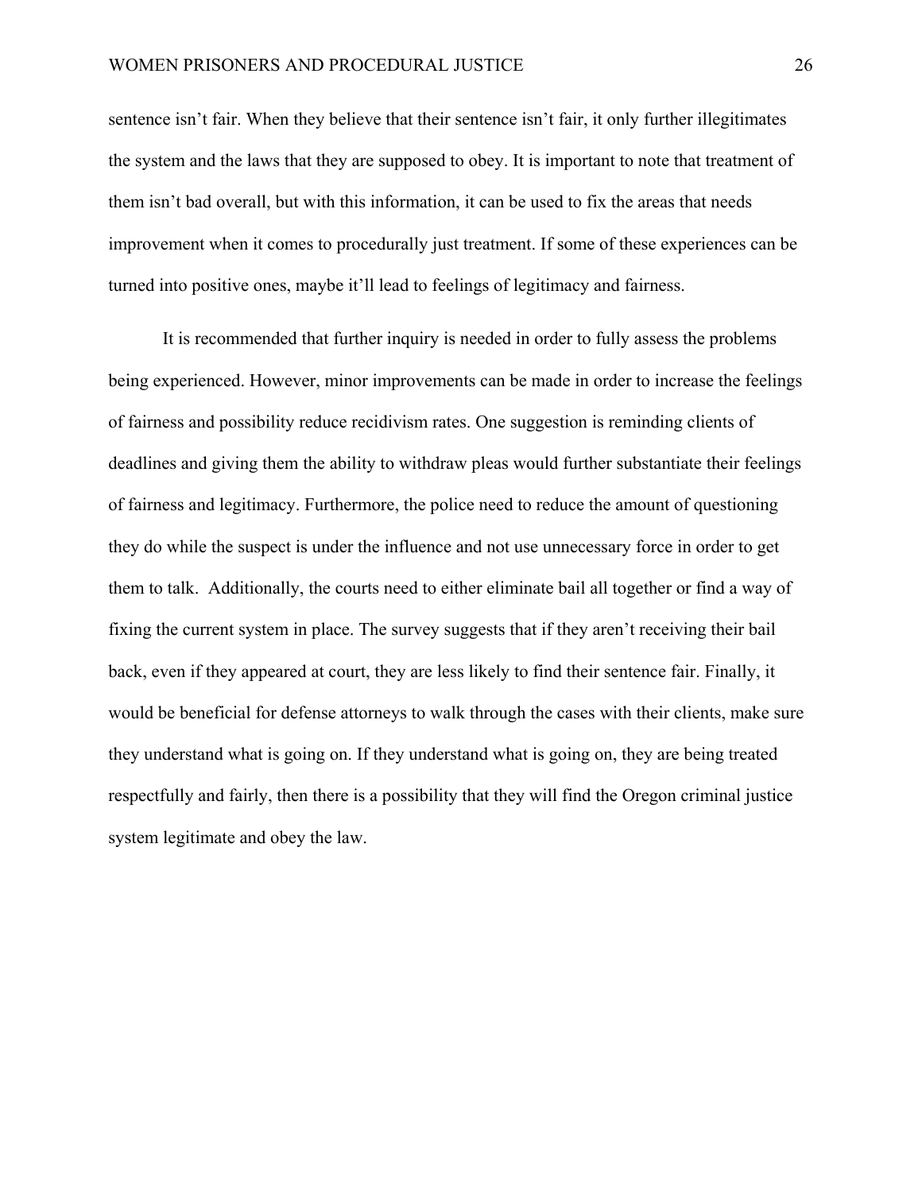sentence isn't fair. When they believe that their sentence isn't fair, it only further illegitimates the system and the laws that they are supposed to obey. It is important to note that treatment of them isn't bad overall, but with this information, it can be used to fix the areas that needs improvement when it comes to procedurally just treatment. If some of these experiences can be turned into positive ones, maybe it'll lead to feelings of legitimacy and fairness.

It is recommended that further inquiry is needed in order to fully assess the problems being experienced. However, minor improvements can be made in order to increase the feelings of fairness and possibility reduce recidivism rates. One suggestion is reminding clients of deadlines and giving them the ability to withdraw pleas would further substantiate their feelings of fairness and legitimacy. Furthermore, the police need to reduce the amount of questioning they do while the suspect is under the influence and not use unnecessary force in order to get them to talk.  Additionally, the courts need to either eliminate bail all together or find a way of fixing the current system in place. The survey suggests that if they aren't receiving their bail back, even if they appeared at court, they are less likely to find their sentence fair. Finally, it would be beneficial for defense attorneys to walk through the cases with their clients, make sure they understand what is going on. If they understand what is going on, they are being treated respectfully and fairly, then there is a possibility that they will find the Oregon criminal justice system legitimate and obey the law.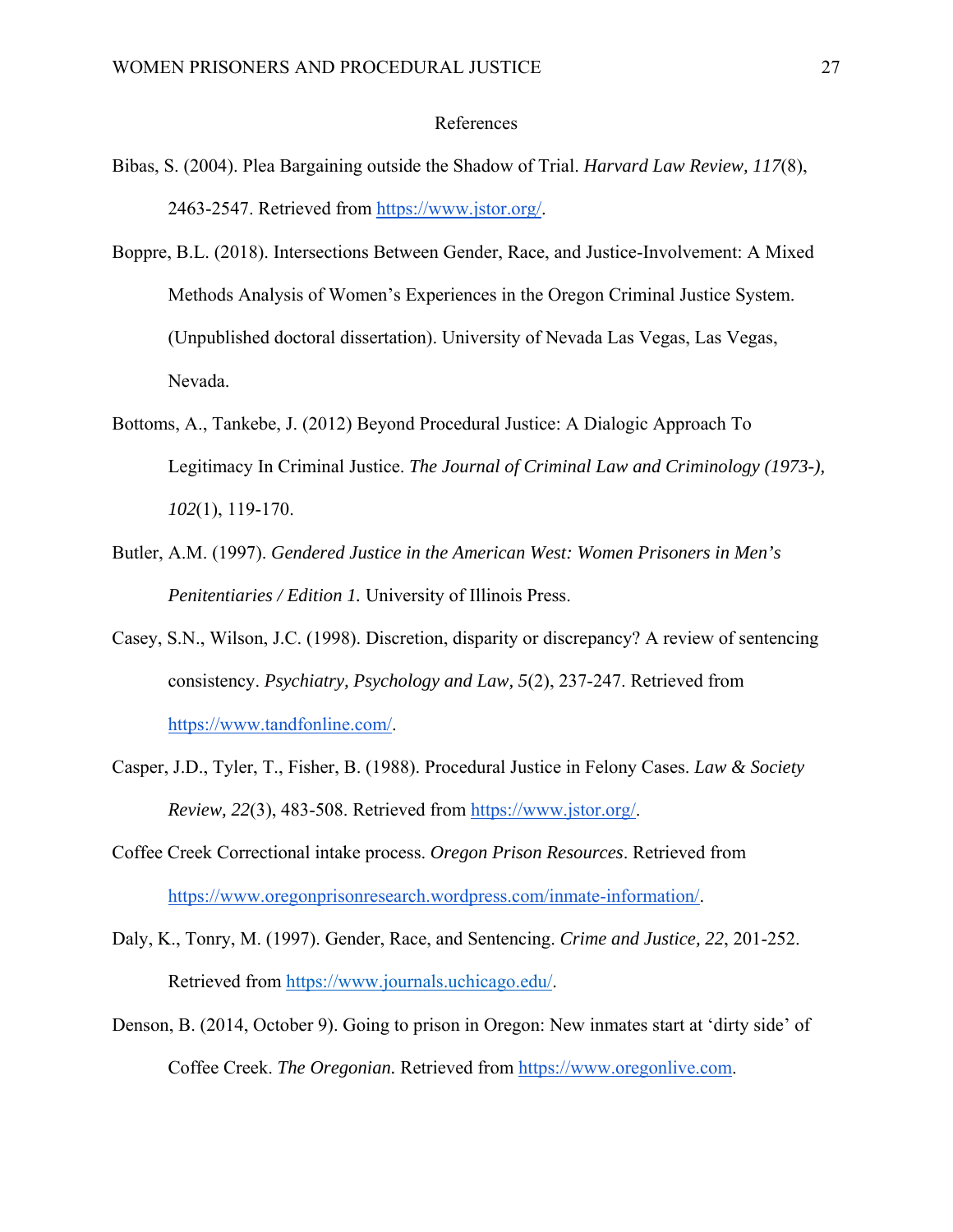# References

Bibas, S. (2004). Plea Bargaining outside the Shadow of Trial. *Harvard Law Review, 117*(8), 2463-2547. Retrieved from https://www.jstor.org/.

Boppre, B.L. (2018). Intersections Between Gender, Race, and Justice-Involvement: A Mixed Methods Analysis of Women's Experiences in the Oregon Criminal Justice System. (Unpublished doctoral dissertation). University of Nevada Las Vegas, Las Vegas, Nevada.

Bottoms, A., Tankebe, J. (2012) Beyond Procedural Justice: A Dialogic Approach To Legitimacy In Criminal Justice. *The Journal of Criminal Law and Criminology (1973-), 102*(1), 119-170.

Butler, A.M. (1997). *Gendered Justice in the American West: Women Prisoners in Men's Penitentiaries / Edition 1.* University of Illinois Press.

Casey, S.N., Wilson, J.C. (1998). Discretion, disparity or discrepancy? A review of sentencing consistency. *Psychiatry, Psychology and Law, 5*(2), 237-247. Retrieved from https://www.tandfonline.com/.

Casper, J.D., Tyler, T., Fisher, B. (1988). Procedural Justice in Felony Cases. *Law & Society Review, 22*(3), 483-508. Retrieved from https://www.jstor.org/.

Coffee Creek Correctional intake process. *Oregon Prison Resources*. Retrieved from https://www.oregonprisonresearch.wordpress.com/inmate-information/.

Daly, K., Tonry, M. (1997). Gender, Race, and Sentencing. *Crime and Justice, 22*, 201-252. Retrieved from https://www.journals.uchicago.edu/.

Denson, B. (2014, October 9). Going to prison in Oregon: New inmates start at 'dirty side' of Coffee Creek. *The Oregonian.* Retrieved from https://www.oregonlive.com.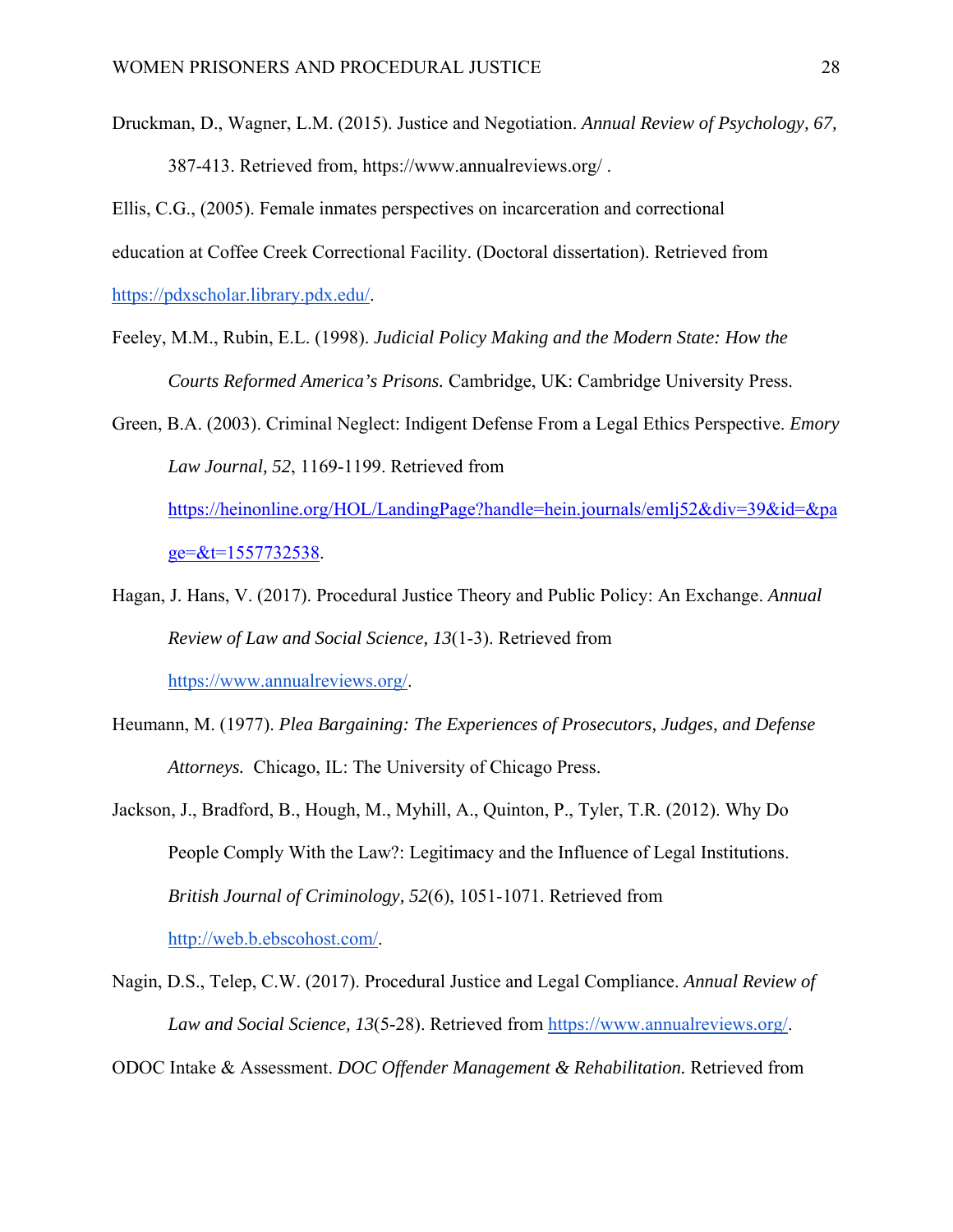Druckman, D., Wagner, L.M. (2015). Justice and Negotiation. *Annual Review of Psychology, 67,* 387-413. Retrieved from, https://www.annualreviews.org/ .

Ellis, C.G., (2005). Female inmates perspectives on incarceration and correctional education at Coffee Creek Correctional Facility. (Doctoral dissertation). Retrieved from https://pdxscholar.library.pdx.edu/.

Feeley, M.M., Rubin, E.L. (1998). *Judicial Policy Making and the Modern State: How the Courts Reformed America's Prisons.* Cambridge, UK: Cambridge University Press.

Green, B.A. (2003). Criminal Neglect: Indigent Defense From a Legal Ethics Perspective. *Emory Law Journal, 52*, 1169-1199. Retrieved from https://heinonline.org/HOL/LandingPage?handle=hein.journals/emlj52&div=39&id=&page=&t=1557732538.

Hagan, J. Hans, V. (2017). Procedural Justice Theory and Public Policy: An Exchange. *Annual Review of Law and Social Science, 13*(1-3). Retrieved from https://www.annualreviews.org/.

Heumann, M. (1977). *Plea Bargaining: The Experiences of Prosecutors, Judges, and Defense Attorneys.* Chicago, IL: The University of Chicago Press.

Jackson, J., Bradford, B., Hough, M., Myhill, A., Quinton, P., Tyler, T.R. (2012). Why Do People Comply With the Law?: Legitimacy and the Influence of Legal Institutions. *British Journal of Criminology, 52*(6), 1051-1071. Retrieved from http://web.b.ebscohost.com/.

Nagin, D.S., Telep, C.W. (2017). Procedural Justice and Legal Compliance. *Annual Review of Law and Social Science, 13*(5-28). Retrieved from https://www.annualreviews.org/.

ODOC Intake & Assessment. *DOC Offender Management & Rehabilitation.* Retrieved from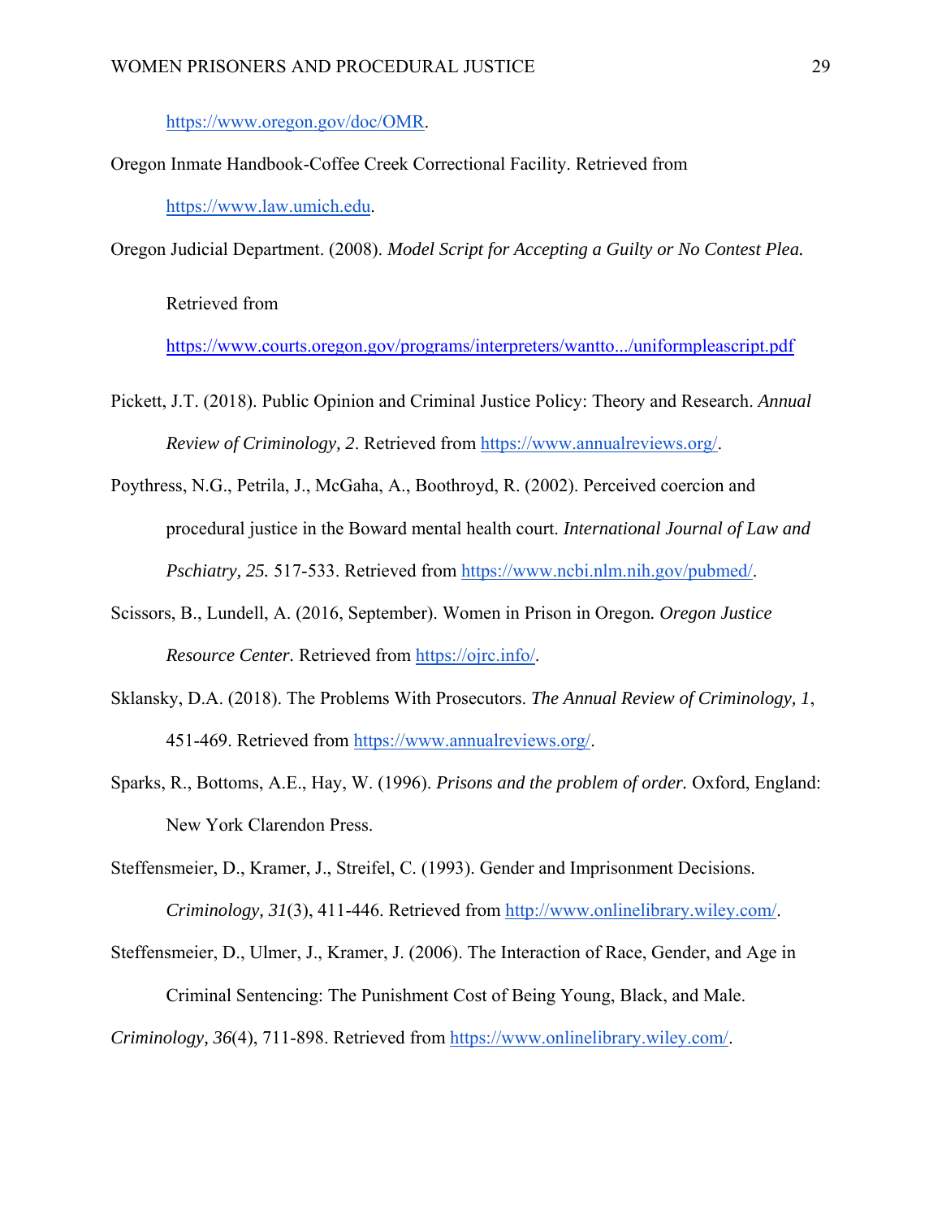https://www.oregon.gov/doc/OMR.

Oregon Inmate Handbook-Coffee Creek Correctional Facility. Retrieved from https://www.law.umich.edu.

Oregon Judicial Department. (2008). *Model Script for Accepting a Guilty or No Contest Plea.* Retrieved from https://www.courts.oregon.gov/programs/interpreters/wantto.../uniformpleascript.pdf

Pickett, J.T. (2018). Public Opinion and Criminal Justice Policy: Theory and Research. *Annual Review of Criminology, 2*. Retrieved from https://www.annualreviews.org/.

Poythress, N.G., Petrila, J., McGaha, A., Boothroyd, R. (2002). Perceived coercion and procedural justice in the Boward mental health court. *International Journal of Law and Pschiatry, 25.* 517-533. Retrieved from https://www.ncbi.nlm.nih.gov/pubmed/.

Scissors, B., Lundell, A. (2016, September). Women in Prison in Oregon*.* *Oregon Justice Resource Center.* Retrieved from https://ojrc.info/.

Sklansky, D.A. (2018). The Problems With Prosecutors. *The Annual Review of Criminology, 1*, 451-469. Retrieved from https://www.annualreviews.org/.

Sparks, R., Bottoms, A.E., Hay, W. (1996). *Prisons and the problem of order.* Oxford, England: New York Clarendon Press.

Steffensmeier, D., Kramer, J., Streifel, C. (1993). Gender and Imprisonment Decisions. *Criminology, 31*(3), 411-446. Retrieved from http://www.onlinelibrary.wiley.com/.

Steffensmeier, D., Ulmer, J., Kramer, J. (2006). The Interaction of Race, Gender, and Age in Criminal Sentencing: The Punishment Cost of Being Young, Black, and Male. *Criminology, 36*(4), 711-898. Retrieved from https://www.onlinelibrary.wiley.com/.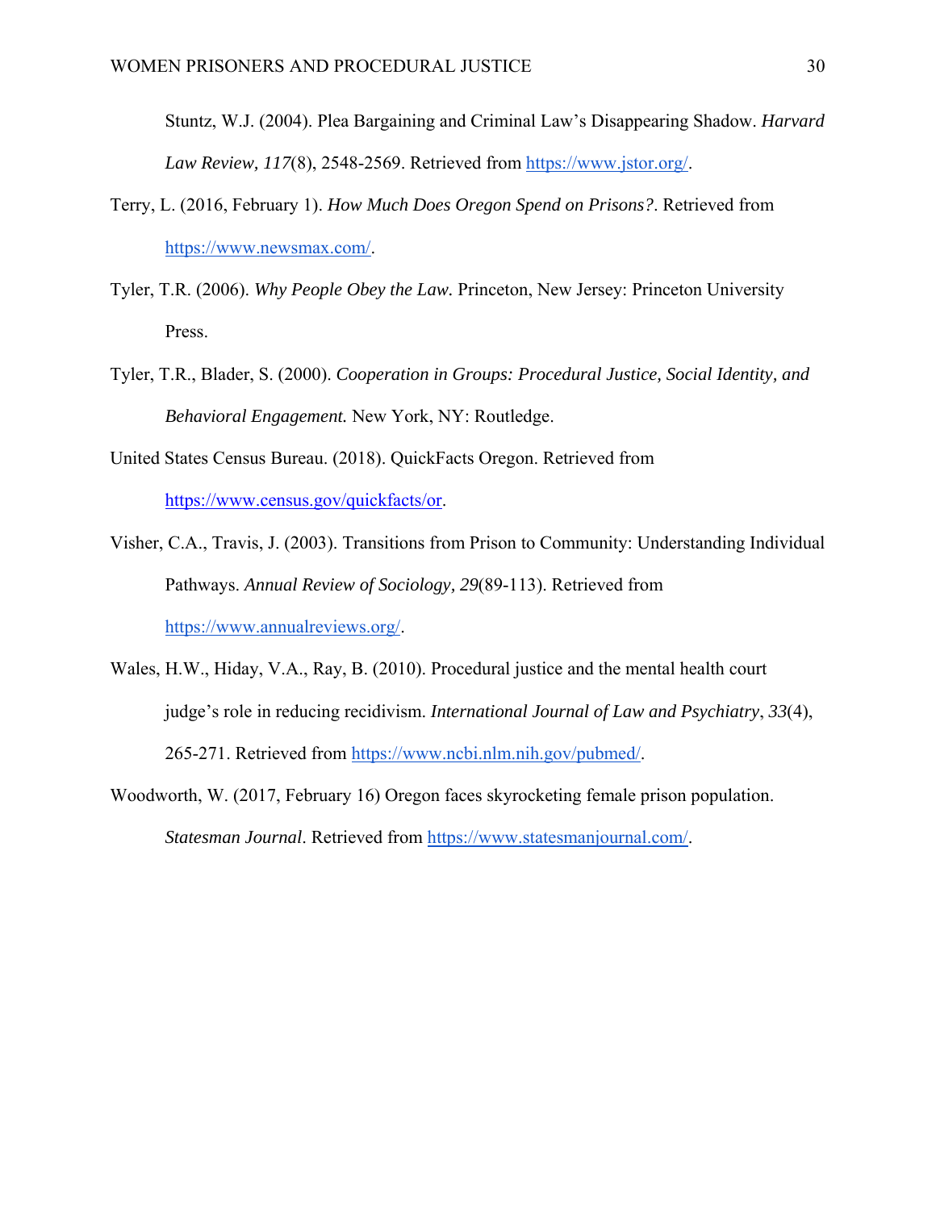Stuntz, W.J. (2004). Plea Bargaining and Criminal Law's Disappearing Shadow. *Harvard Law Review, 117*(8), 2548-2569. Retrieved from https://www.jstor.org/.

Terry, L. (2016, February 1). *How Much Does Oregon Spend on Prisons?*. Retrieved from https://www.newsmax.com/.

Tyler, T.R. (2006). *Why People Obey the Law.* Princeton, New Jersey: Princeton University Press.

Tyler, T.R., Blader, S. (2000). *Cooperation in Groups: Procedural Justice, Social Identity, and Behavioral Engagement.* New York, NY: Routledge.

United States Census Bureau. (2018). QuickFacts Oregon. Retrieved from https://www.census.gov/quickfacts/or.

Visher, C.A., Travis, J. (2003). Transitions from Prison to Community: Understanding Individual Pathways. *Annual Review of Sociology, 29*(89-113). Retrieved from https://www.annualreviews.org/.

Wales, H.W., Hiday, V.A., Ray, B. (2010). Procedural justice and the mental health court judge's role in reducing recidivism. *International Journal of Law and Psychiatry*, *33*(4), 265-271. Retrieved from https://www.ncbi.nlm.nih.gov/pubmed/.

Woodworth, W. (2017, February 16) Oregon faces skyrocketing female prison population. *Statesman Journal*. Retrieved from https://www.statesmanjournal.com/.